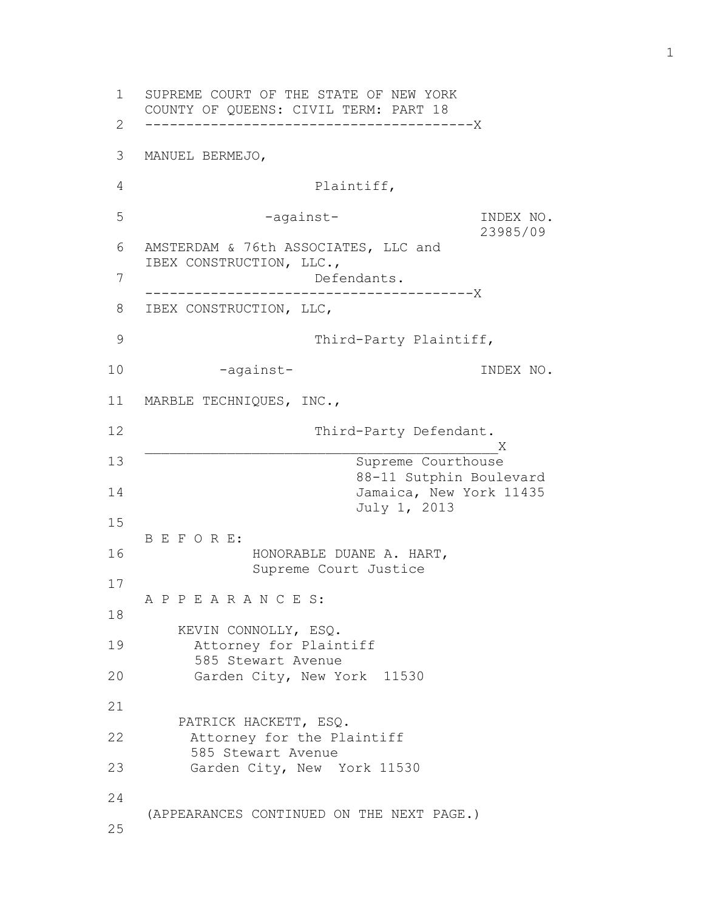SUPREME COURT OF THE STATE OF NEW YORK
COUNTY OF QUEENS: CIVIL TERM: PART 18

----------------------------------------X

MANUEL BERMEJO,

Plaintiff,

-against-

INDEX NO. 23985/09

AMSTERDAM & 76th ASSOCIATES, LLC and IBEX CONSTRUCTION, LLC.,

Defendants.

----------------------------------------X

IBEX CONSTRUCTION, LLC,

Third-Party Plaintiff,

-against-

INDEX NO.

MARBLE TECHNIQUES, INC.,

Third-Party Defendant.

__________________________________________X

Supreme Courthouse
88-11 Sutphin Boulevard
Jamaica, New York 11435
July 1, 2013

B E F O R E:

HONORABLE DUANE A. HART,
Supreme Court Justice

A P P E A R A N C E S:

KEVIN CONNOLLY, ESQ.
Attorney for Plaintiff
585 Stewart Avenue
Garden City, New York 11530

PATRICK HACKETT, ESQ.
Attorney for the Plaintiff
585 Stewart Avenue
Garden City, New York 11530

(APPEARANCES CONTINUED ON THE NEXT PAGE.)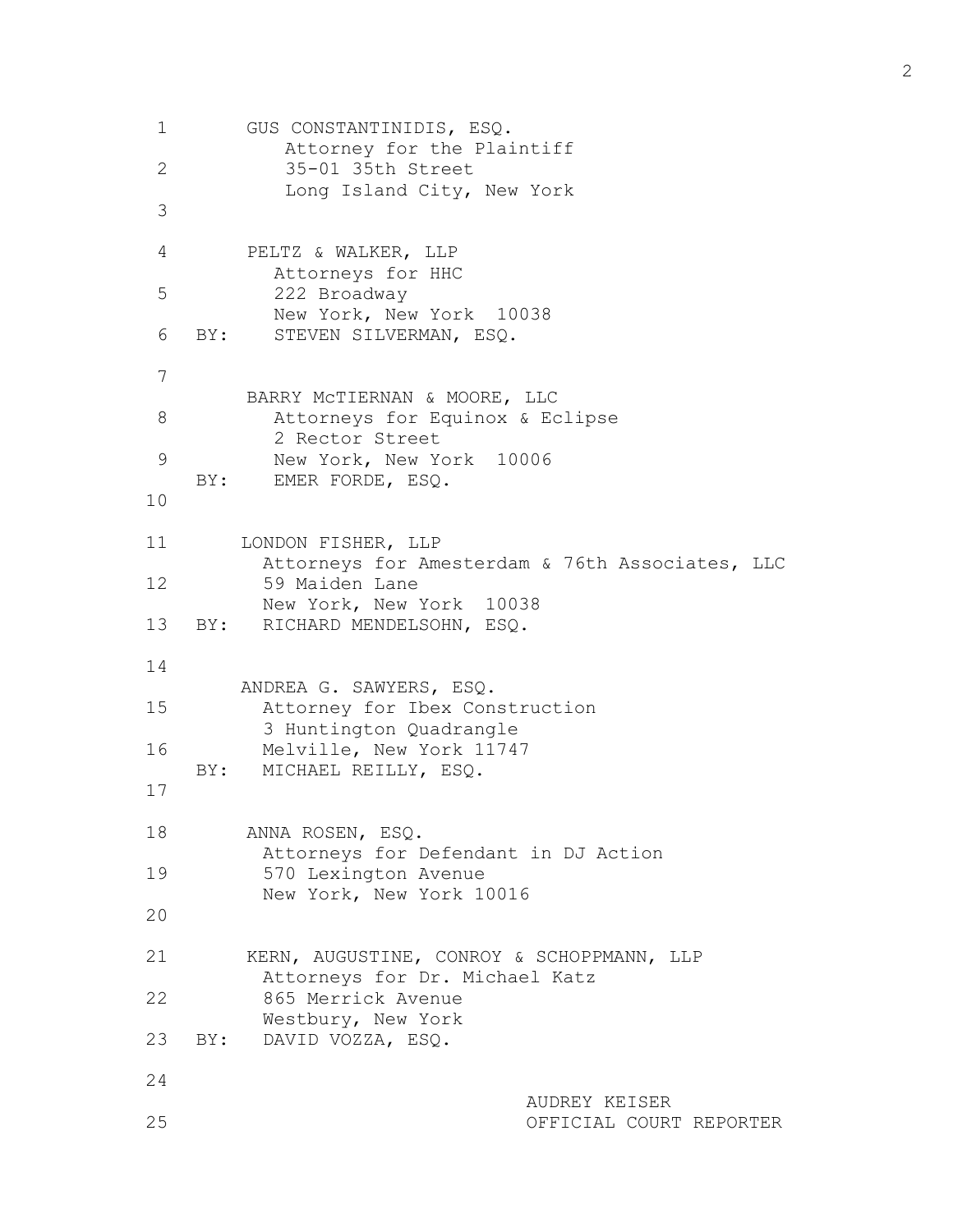GUS CONSTANTINIDIS, ESQ.
Attorney for the Plaintiff
35-01 35th Street
Long Island City, New York

PELTZ & WALKER, LLP
Attorneys for HHC
222 Broadway
New York, New York 10038
BY: STEVEN SILVERMAN, ESQ.

BARRY McTIERNAN & MOORE, LLC
Attorneys for Equinox & Eclipse
2 Rector Street
New York, New York 10006
BY: EMER FORDE, ESQ.

LONDON FISHER, LLP
Attorneys for Amesterdam & 76th Associates, LLC
59 Maiden Lane
New York, New York 10038
BY: RICHARD MENDELSOHN, ESQ.

ANDREA G. SAWYERS, ESQ.
Attorney for Ibex Construction
3 Huntington Quadrangle
Melville, New York 11747
BY: MICHAEL REILLY, ESQ.

ANNA ROSEN, ESQ.
Attorneys for Defendant in DJ Action
570 Lexington Avenue
New York, New York 10016

KERN, AUGUSTINE, CONROY & SCHOPPMANN, LLP
Attorneys for Dr. Michael Katz
865 Merrick Avenue
Westbury, New York
BY: DAVID VOZZA, ESQ.

AUDREY KEISER
OFFICIAL COURT REPORTER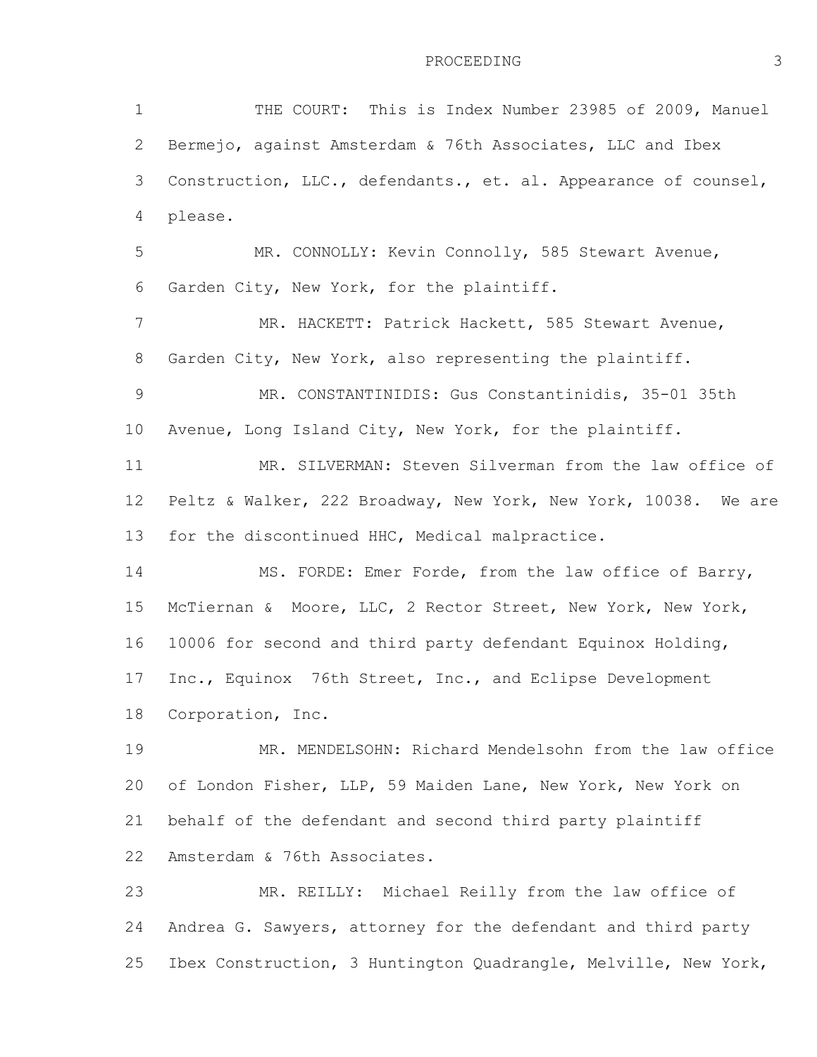THE COURT: This is Index Number 23985 of 2009, Manuel Bermejo, against Amsterdam & 76th Associates, LLC and Ibex Construction, LLC., defendants., et. al. Appearance of counsel, please.

MR. CONNOLLY: Kevin Connolly, 585 Stewart Avenue, Garden City, New York, for the plaintiff.

MR. HACKETT: Patrick Hackett, 585 Stewart Avenue, Garden City, New York, also representing the plaintiff.

MR. CONSTANTINIDIS: Gus Constantinidis, 35-01 35th Avenue, Long Island City, New York, for the plaintiff.

MR. SILVERMAN: Steven Silverman from the law office of Peltz & Walker, 222 Broadway, New York, New York, 10038. We are for the discontinued HHC, Medical malpractice.

MS. FORDE: Emer Forde, from the law office of Barry, McTiernan & Moore, LLC, 2 Rector Street, New York, New York, 10006 for second and third party defendant Equinox Holding, Inc., Equinox 76th Street, Inc., and Eclipse Development Corporation, Inc.

MR. MENDELSOHN: Richard Mendelsohn from the law office of London Fisher, LLP, 59 Maiden Lane, New York, New York on behalf of the defendant and second third party plaintiff Amsterdam & 76th Associates.

MR. REILLY: Michael Reilly from the law office of Andrea G. Sawyers, attorney for the defendant and third party Ibex Construction, 3 Huntington Quadrangle, Melville, New York,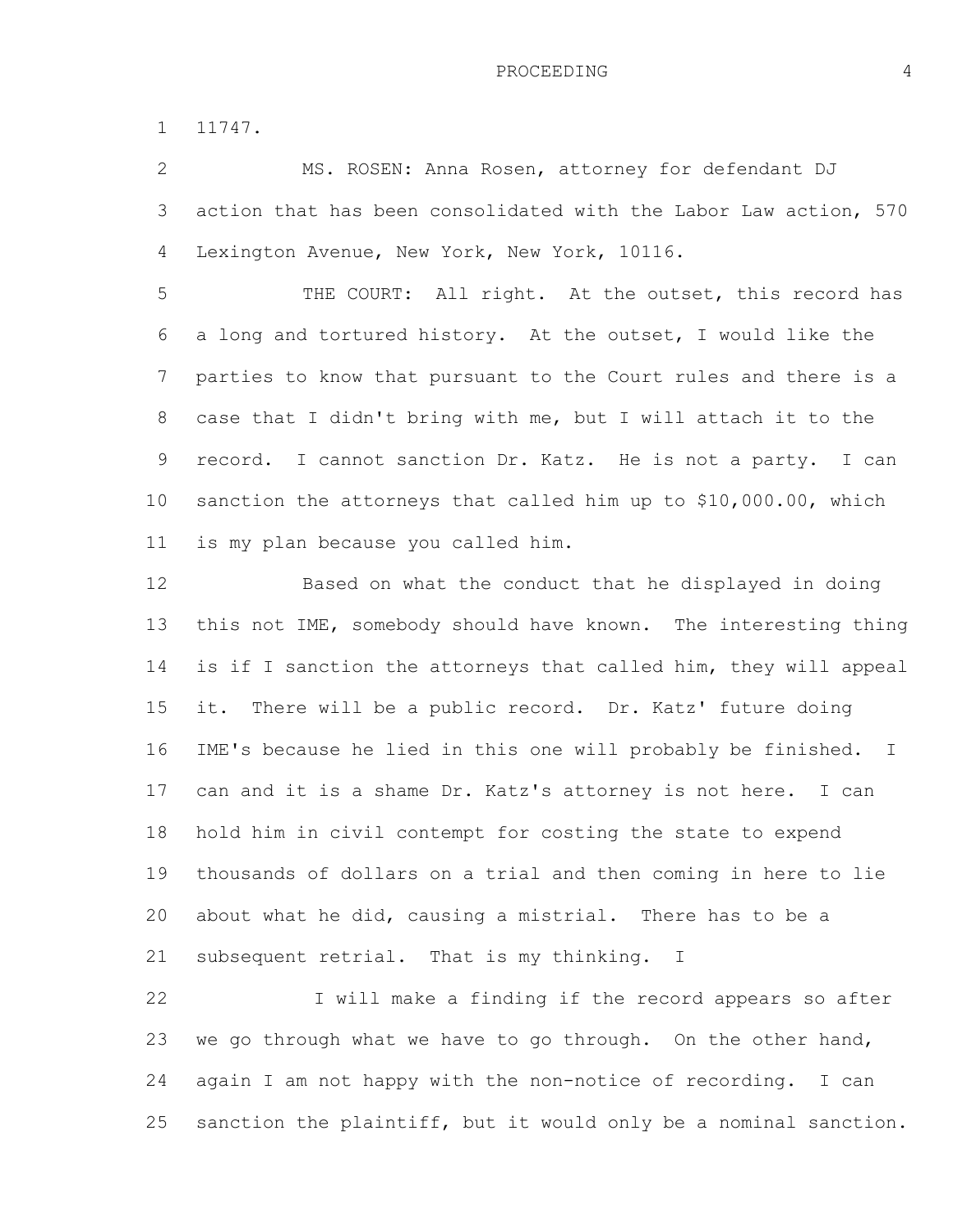11747.

MS. ROSEN: Anna Rosen, attorney for defendant DJ action that has been consolidated with the Labor Law action, 570 Lexington Avenue, New York, New York, 10116.

THE COURT: All right. At the outset, this record has a long and tortured history. At the outset, I would like the parties to know that pursuant to the Court rules and there is a case that I didn't bring with me, but I will attach it to the record. I cannot sanction Dr. Katz. He is not a party. I can sanction the attorneys that called him up to $10,000.00, which is my plan because you called him.

Based on what the conduct that he displayed in doing this not IME, somebody should have known. The interesting thing is if I sanction the attorneys that called him, they will appeal it. There will be a public record. Dr. Katz' future doing IME's because he lied in this one will probably be finished. I can and it is a shame Dr. Katz's attorney is not here. I can hold him in civil contempt for costing the state to expend thousands of dollars on a trial and then coming in here to lie about what he did, causing a mistrial. There has to be a subsequent retrial. That is my thinking. I

I will make a finding if the record appears so after we go through what we have to go through. On the other hand, again I am not happy with the non-notice of recording. I can sanction the plaintiff, but it would only be a nominal sanction.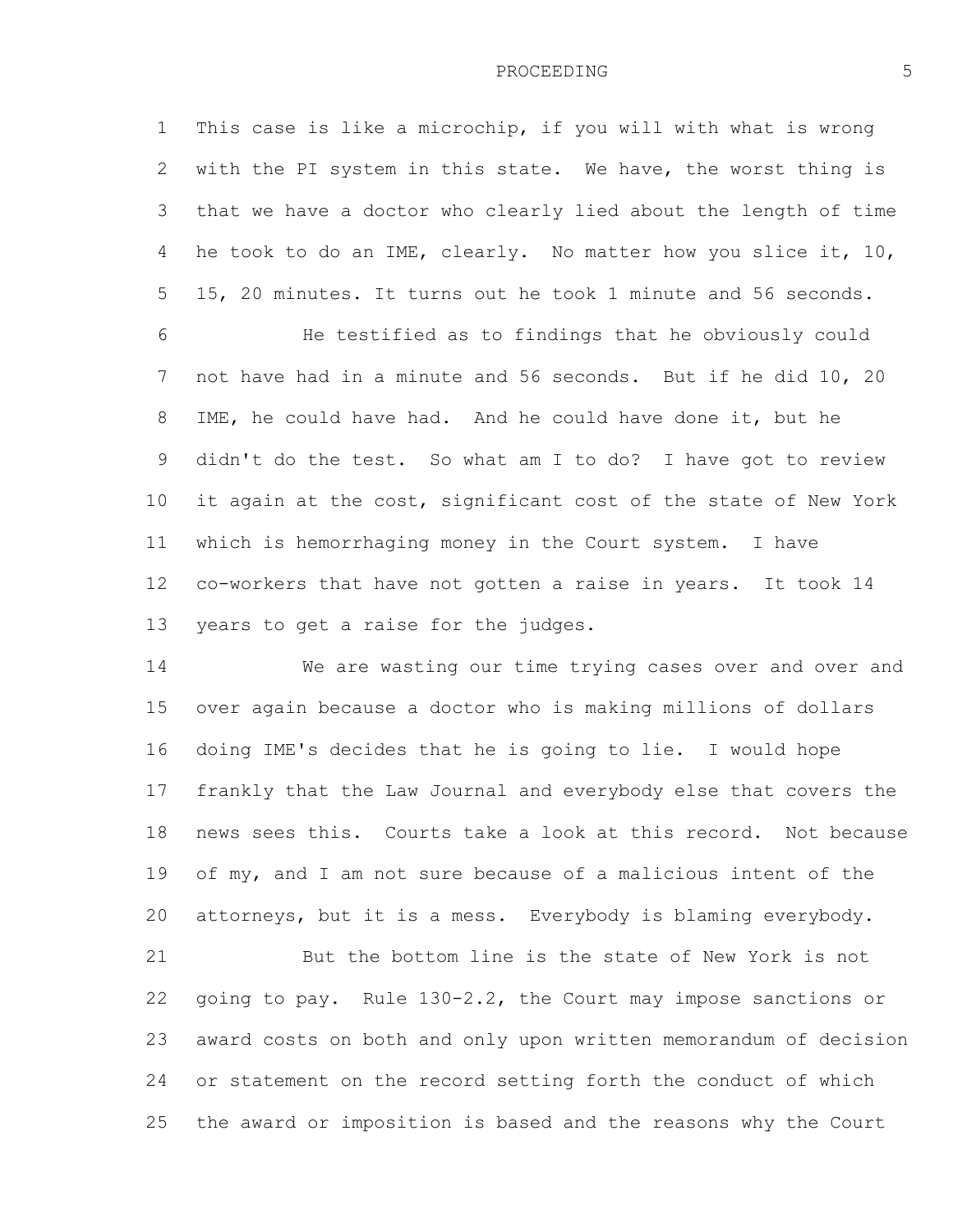This case is like a microchip, if you will with what is wrong with the PI system in this state. We have, the worst thing is that we have a doctor who clearly lied about the length of time he took to do an IME, clearly. No matter how you slice it, 10, 15, 20 minutes. It turns out he took 1 minute and 56 seconds.

He testified as to findings that he obviously could not have had in a minute and 56 seconds. But if he did 10, 20 IME, he could have had. And he could have done it, but he didn't do the test. So what am I to do? I have got to review it again at the cost, significant cost of the state of New York which is hemorrhaging money in the Court system. I have co-workers that have not gotten a raise in years. It took 14 years to get a raise for the judges.

We are wasting our time trying cases over and over and over again because a doctor who is making millions of dollars doing IME's decides that he is going to lie. I would hope frankly that the Law Journal and everybody else that covers the news sees this. Courts take a look at this record. Not because of my, and I am not sure because of a malicious intent of the attorneys, but it is a mess. Everybody is blaming everybody.

But the bottom line is the state of New York is not going to pay. Rule 130-2.2, the Court may impose sanctions or award costs on both and only upon written memorandum of decision or statement on the record setting forth the conduct of which the award or imposition is based and the reasons why the Court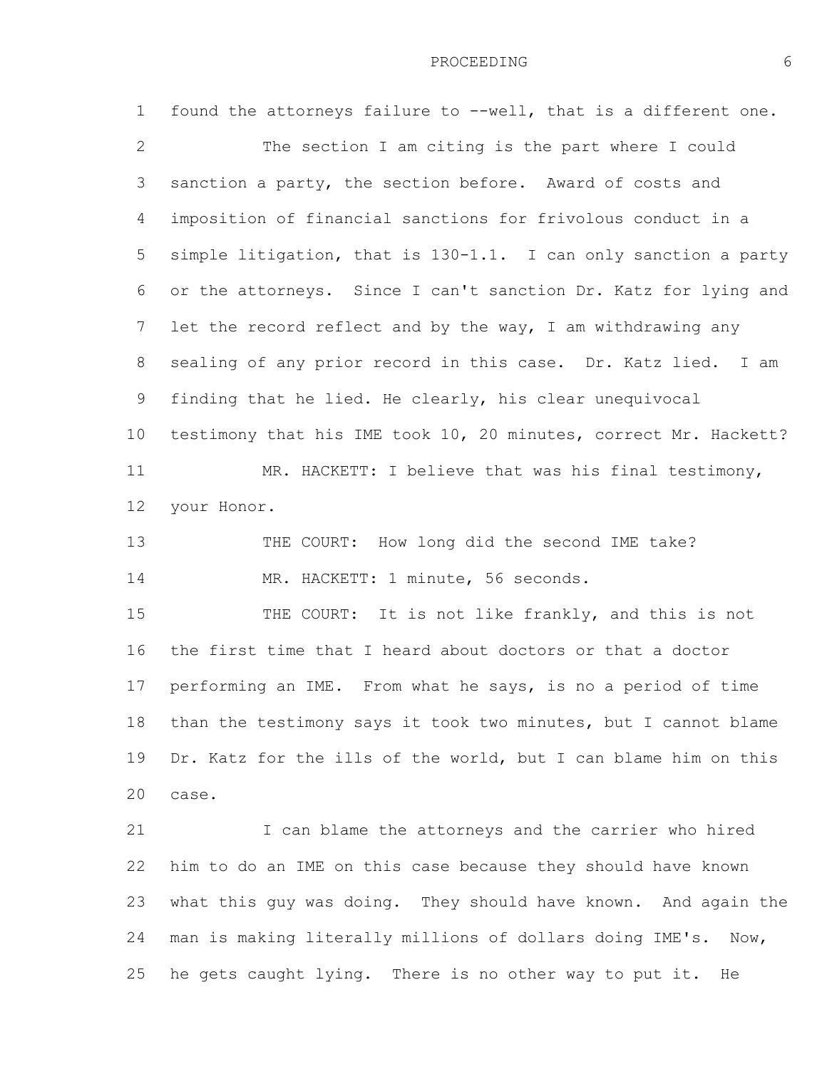found the attorneys failure to --well, that is a different one.

The section I am citing is the part where I could sanction a party, the section before. Award of costs and imposition of financial sanctions for frivolous conduct in a simple litigation, that is 130-1.1. I can only sanction a party or the attorneys. Since I can't sanction Dr. Katz for lying and let the record reflect and by the way, I am withdrawing any sealing of any prior record in this case. Dr. Katz lied. I am finding that he lied. He clearly, his clear unequivocal testimony that his IME took 10, 20 minutes, correct Mr. Hackett?

MR. HACKETT: I believe that was his final testimony, your Honor.

THE COURT: How long did the second IME take?

MR. HACKETT: 1 minute, 56 seconds.

THE COURT: It is not like frankly, and this is not the first time that I heard about doctors or that a doctor performing an IME. From what he says, is no a period of time than the testimony says it took two minutes, but I cannot blame Dr. Katz for the ills of the world, but I can blame him on this case.

I can blame the attorneys and the carrier who hired him to do an IME on this case because they should have known what this guy was doing. They should have known. And again the man is making literally millions of dollars doing IME's. Now, he gets caught lying. There is no other way to put it. He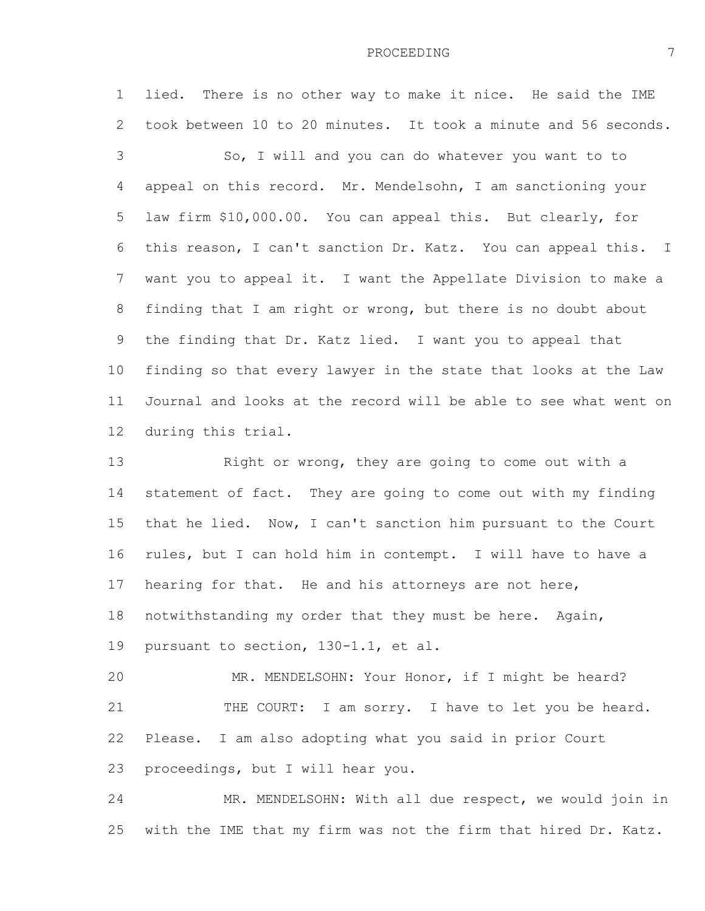lied. There is no other way to make it nice. He said the IME took between 10 to 20 minutes. It took a minute and 56 seconds.

So, I will and you can do whatever you want to to appeal on this record. Mr. Mendelsohn, I am sanctioning your law firm $10,000.00. You can appeal this. But clearly, for this reason, I can't sanction Dr. Katz. You can appeal this. I want you to appeal it. I want the Appellate Division to make a finding that I am right or wrong, but there is no doubt about the finding that Dr. Katz lied. I want you to appeal that finding so that every lawyer in the state that looks at the Law Journal and looks at the record will be able to see what went on during this trial.

Right or wrong, they are going to come out with a statement of fact. They are going to come out with my finding that he lied. Now, I can't sanction him pursuant to the Court rules, but I can hold him in contempt. I will have to have a hearing for that. He and his attorneys are not here, notwithstanding my order that they must be here. Again, pursuant to section, 130-1.1, et al.

MR. MENDELSOHN: Your Honor, if I might be heard?

THE COURT: I am sorry. I have to let you be heard. Please. I am also adopting what you said in prior Court proceedings, but I will hear you.

MR. MENDELSOHN: With all due respect, we would join in with the IME that my firm was not the firm that hired Dr. Katz.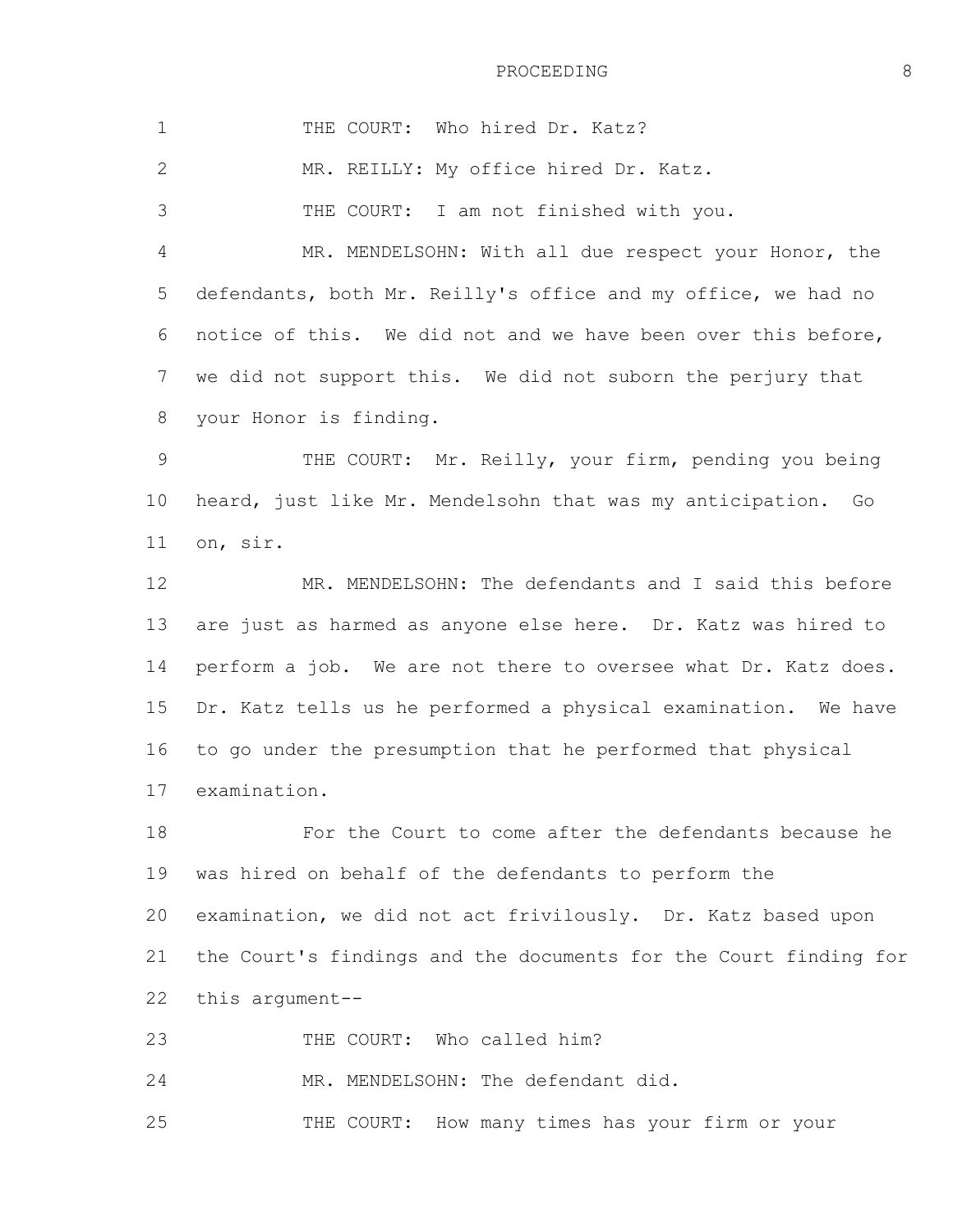THE COURT: Who hired Dr. Katz?

MR. REILLY: My office hired Dr. Katz.

THE COURT: I am not finished with you.

MR. MENDELSOHN: With all due respect your Honor, the defendants, both Mr. Reilly's office and my office, we had no notice of this. We did not and we have been over this before, we did not support this. We did not suborn the perjury that your Honor is finding.

THE COURT: Mr. Reilly, your firm, pending you being heard, just like Mr. Mendelsohn that was my anticipation. Go on, sir.

MR. MENDELSOHN: The defendants and I said this before are just as harmed as anyone else here. Dr. Katz was hired to perform a job. We are not there to oversee what Dr. Katz does. Dr. Katz tells us he performed a physical examination. We have to go under the presumption that he performed that physical examination.

For the Court to come after the defendants because he was hired on behalf of the defendants to perform the examination, we did not act frivilously. Dr. Katz based upon the Court's findings and the documents for the Court finding for this argument--

THE COURT: Who called him?

MR. MENDELSOHN: The defendant did.

THE COURT: How many times has your firm or your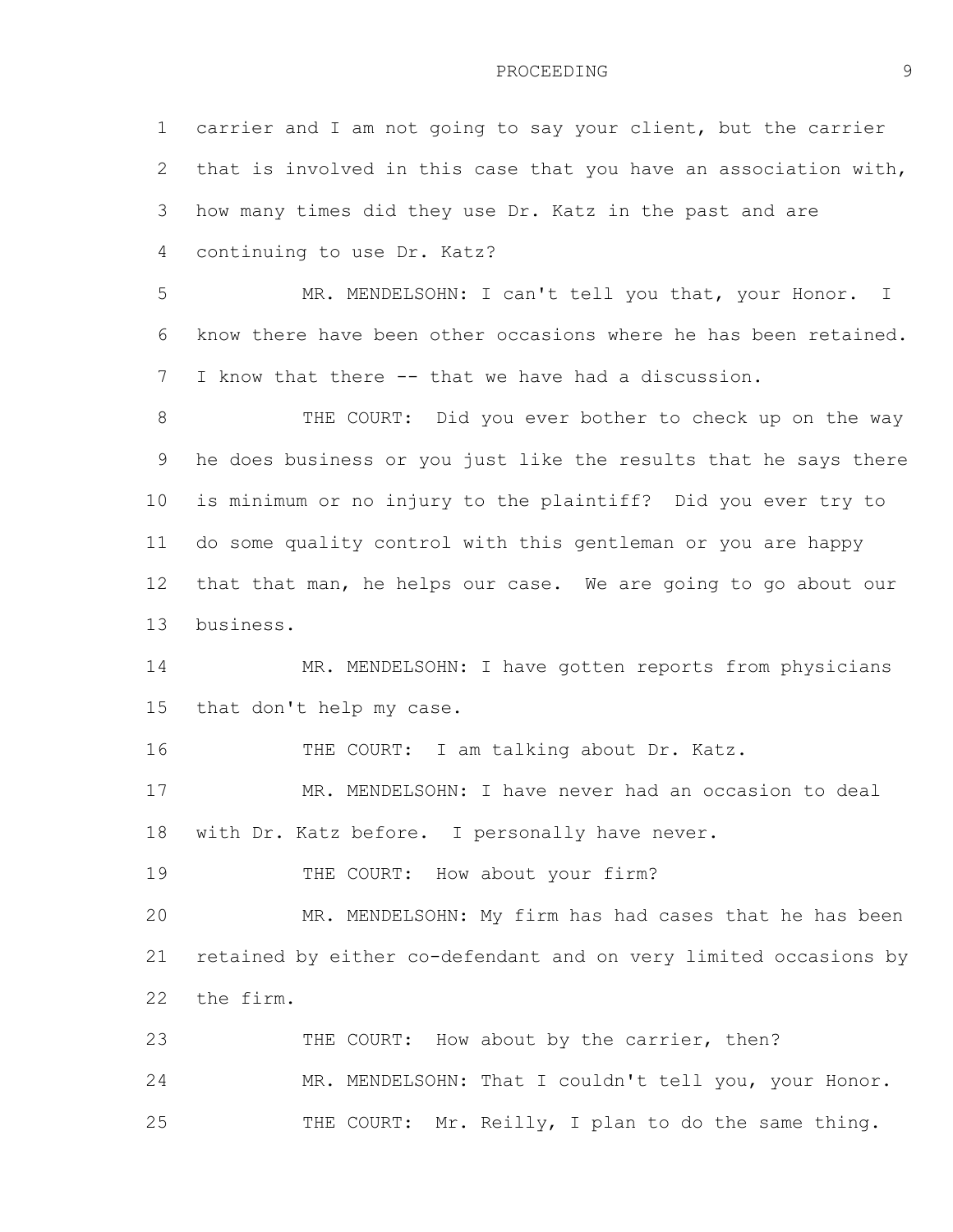carrier and I am not going to say your client, but the carrier that is involved in this case that you have an association with, how many times did they use Dr. Katz in the past and are continuing to use Dr. Katz?

MR. MENDELSOHN: I can't tell you that, your Honor. I know there have been other occasions where he has been retained. I know that there -- that we have had a discussion.

THE COURT: Did you ever bother to check up on the way he does business or you just like the results that he says there is minimum or no injury to the plaintiff? Did you ever try to do some quality control with this gentleman or you are happy that that man, he helps our case. We are going to go about our business.

MR. MENDELSOHN: I have gotten reports from physicians that don't help my case.

THE COURT: I am talking about Dr. Katz.

MR. MENDELSOHN: I have never had an occasion to deal with Dr. Katz before. I personally have never.

THE COURT: How about your firm?

MR. MENDELSOHN: My firm has had cases that he has been retained by either co-defendant and on very limited occasions by the firm.

THE COURT: How about by the carrier, then?

MR. MENDELSOHN: That I couldn't tell you, your Honor.

THE COURT: Mr. Reilly, I plan to do the same thing.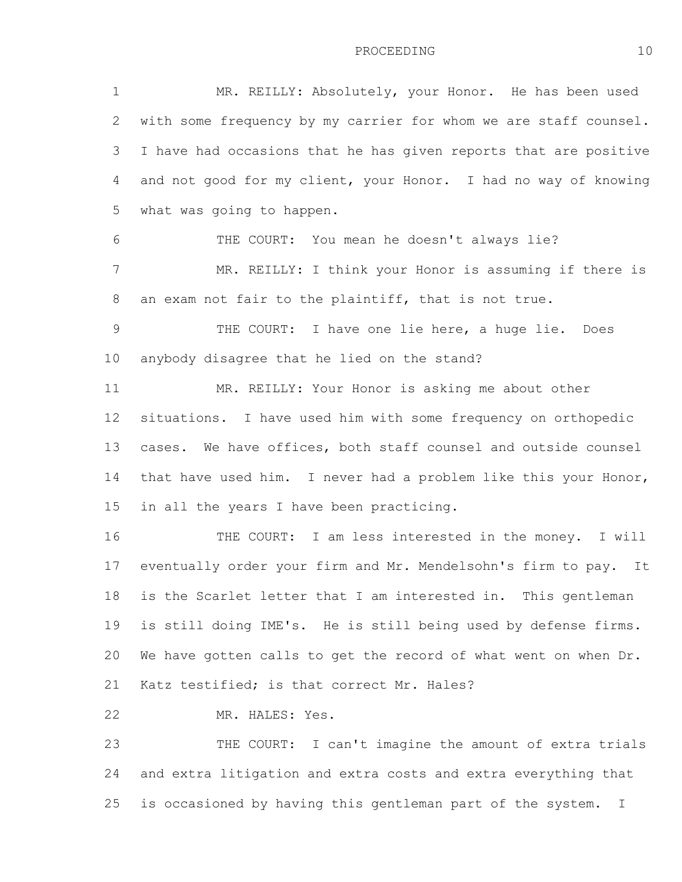MR. REILLY: Absolutely, your Honor. He has been used with some frequency by my carrier for whom we are staff counsel. I have had occasions that he has given reports that are positive and not good for my client, your Honor. I had no way of knowing what was going to happen.

THE COURT: You mean he doesn't always lie?

MR. REILLY: I think your Honor is assuming if there is an exam not fair to the plaintiff, that is not true.

THE COURT: I have one lie here, a huge lie. Does anybody disagree that he lied on the stand?

MR. REILLY: Your Honor is asking me about other situations. I have used him with some frequency on orthopedic cases. We have offices, both staff counsel and outside counsel that have used him. I never had a problem like this your Honor, in all the years I have been practicing.

THE COURT: I am less interested in the money. I will eventually order your firm and Mr. Mendelsohn's firm to pay. It is the Scarlet letter that I am interested in. This gentleman is still doing IME's. He is still being used by defense firms. We have gotten calls to get the record of what went on when Dr. Katz testified; is that correct Mr. Hales?

MR. HALES: Yes.

THE COURT: I can't imagine the amount of extra trials and extra litigation and extra costs and extra everything that is occasioned by having this gentleman part of the system. I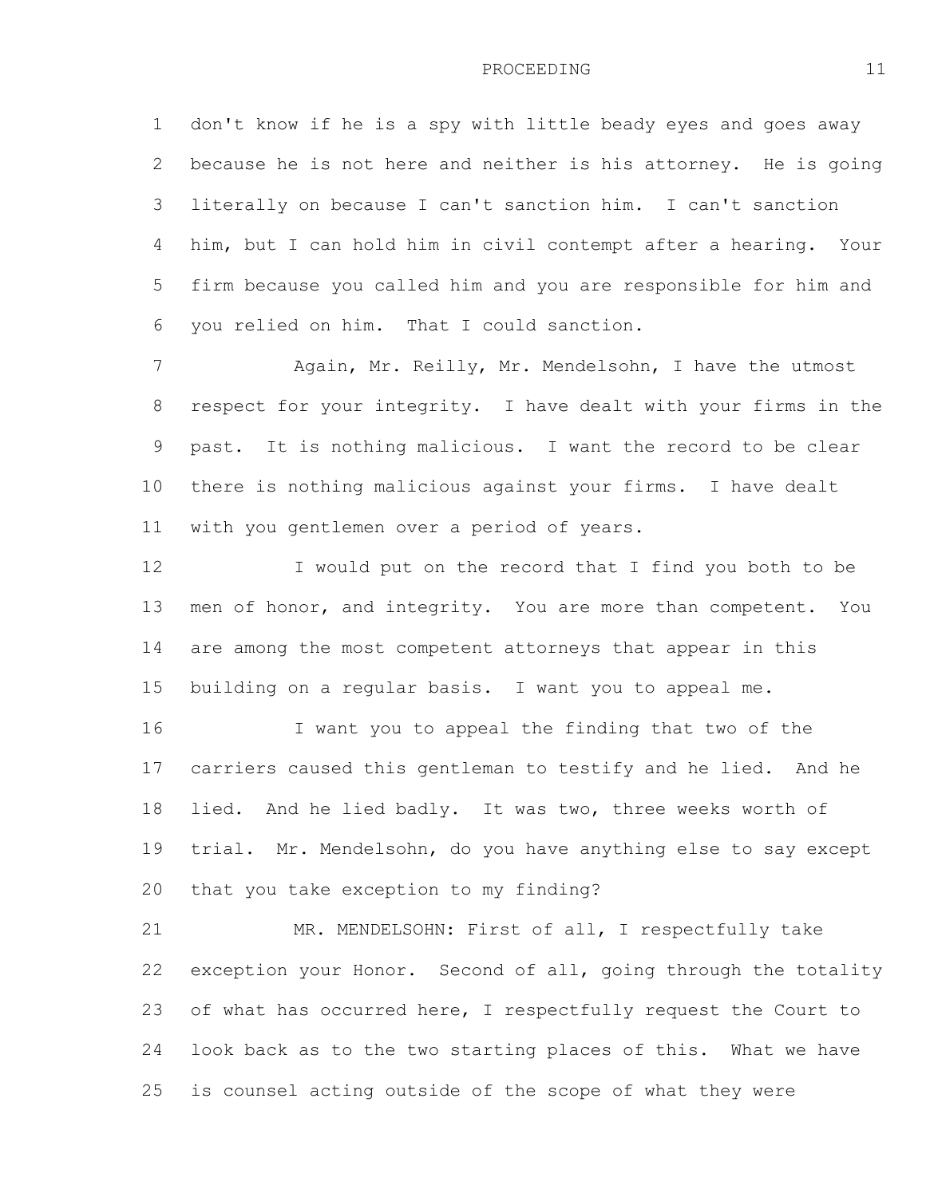don't know if he is a spy with little beady eyes and goes away because he is not here and neither is his attorney. He is going literally on because I can't sanction him. I can't sanction him, but I can hold him in civil contempt after a hearing. Your firm because you called him and you are responsible for him and you relied on him. That I could sanction.

Again, Mr. Reilly, Mr. Mendelsohn, I have the utmost respect for your integrity. I have dealt with your firms in the past. It is nothing malicious. I want the record to be clear there is nothing malicious against your firms. I have dealt with you gentlemen over a period of years.

I would put on the record that I find you both to be men of honor, and integrity. You are more than competent. You are among the most competent attorneys that appear in this building on a regular basis. I want you to appeal me.

I want you to appeal the finding that two of the carriers caused this gentleman to testify and he lied. And he lied. And he lied badly. It was two, three weeks worth of trial. Mr. Mendelsohn, do you have anything else to say except that you take exception to my finding?

MR. MENDELSOHN: First of all, I respectfully take exception your Honor. Second of all, going through the totality of what has occurred here, I respectfully request the Court to look back as to the two starting places of this. What we have is counsel acting outside of the scope of what they were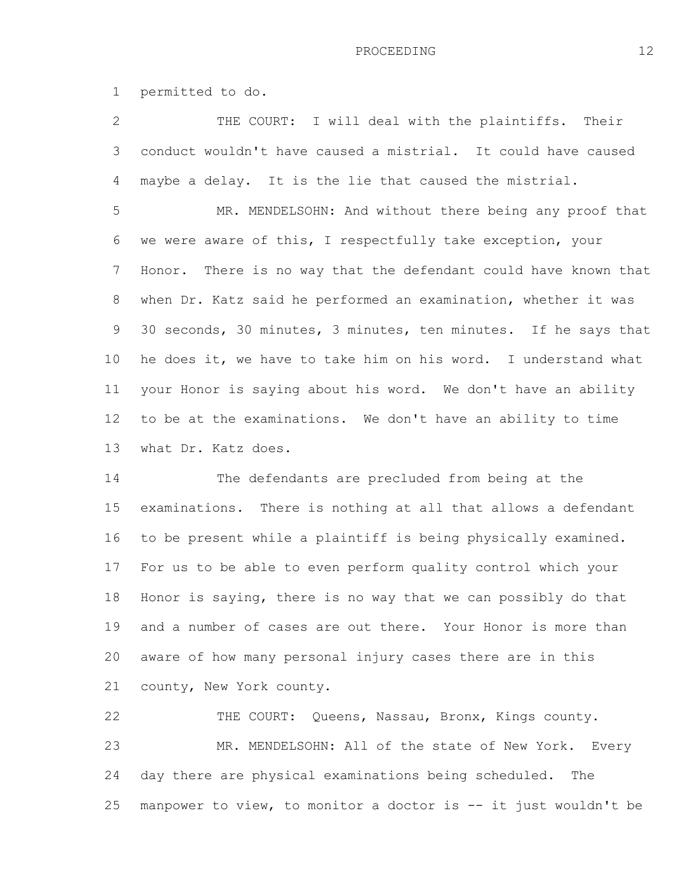permitted to do.

THE COURT: I will deal with the plaintiffs. Their conduct wouldn't have caused a mistrial. It could have caused maybe a delay. It is the lie that caused the mistrial.

MR. MENDELSOHN: And without there being any proof that we were aware of this, I respectfully take exception, your Honor. There is no way that the defendant could have known that when Dr. Katz said he performed an examination, whether it was 30 seconds, 30 minutes, 3 minutes, ten minutes. If he says that he does it, we have to take him on his word. I understand what your Honor is saying about his word. We don't have an ability to be at the examinations. We don't have an ability to time what Dr. Katz does.

The defendants are precluded from being at the examinations. There is nothing at all that allows a defendant to be present while a plaintiff is being physically examined. For us to be able to even perform quality control which your Honor is saying, there is no way that we can possibly do that and a number of cases are out there. Your Honor is more than aware of how many personal injury cases there are in this county, New York county.

THE COURT: Queens, Nassau, Bronx, Kings county.

MR. MENDELSOHN: All of the state of New York. Every day there are physical examinations being scheduled. The manpower to view, to monitor a doctor is -- it just wouldn't be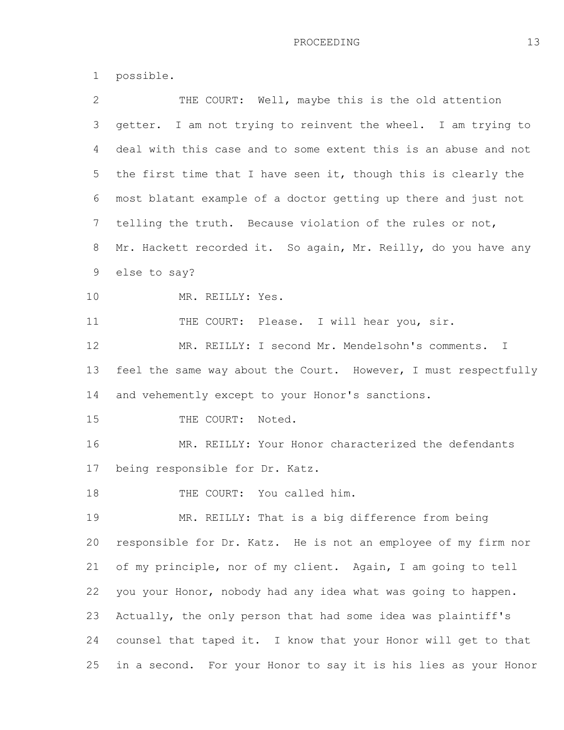possible.

THE COURT: Well, maybe this is the old attention getter. I am not trying to reinvent the wheel. I am trying to deal with this case and to some extent this is an abuse and not the first time that I have seen it, though this is clearly the most blatant example of a doctor getting up there and just not telling the truth. Because violation of the rules or not, Mr. Hackett recorded it. So again, Mr. Reilly, do you have any else to say?

MR. REILLY: Yes.

THE COURT: Please. I will hear you, sir.

MR. REILLY: I second Mr. Mendelsohn's comments. I feel the same way about the Court. However, I must respectfully and vehemently except to your Honor's sanctions.

THE COURT: Noted.

MR. REILLY: Your Honor characterized the defendants being responsible for Dr. Katz.

THE COURT: You called him.

MR. REILLY: That is a big difference from being responsible for Dr. Katz. He is not an employee of my firm nor of my principle, nor of my client. Again, I am going to tell you your Honor, nobody had any idea what was going to happen. Actually, the only person that had some idea was plaintiff's counsel that taped it. I know that your Honor will get to that in a second. For your Honor to say it is his lies as your Honor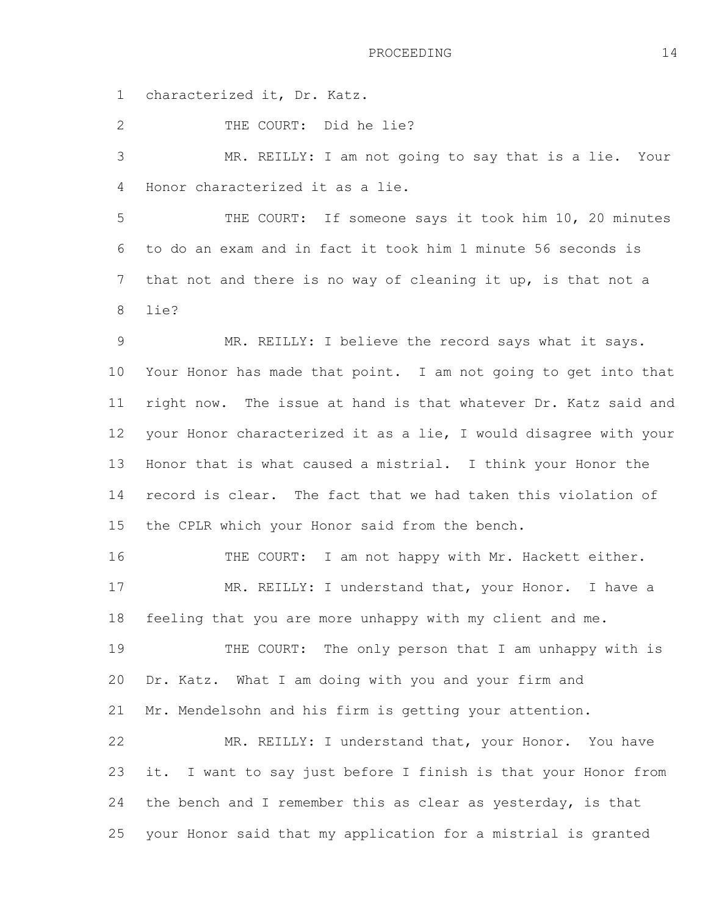characterized it, Dr. Katz.

THE COURT: Did he lie?

MR. REILLY: I am not going to say that is a lie. Your Honor characterized it as a lie.

THE COURT: If someone says it took him 10, 20 minutes to do an exam and in fact it took him 1 minute 56 seconds is that not and there is no way of cleaning it up, is that not a lie?

MR. REILLY: I believe the record says what it says. Your Honor has made that point. I am not going to get into that right now. The issue at hand is that whatever Dr. Katz said and your Honor characterized it as a lie, I would disagree with your Honor that is what caused a mistrial. I think your Honor the record is clear. The fact that we had taken this violation of the CPLR which your Honor said from the bench.

THE COURT: I am not happy with Mr. Hackett either.

MR. REILLY: I understand that, your Honor. I have a feeling that you are more unhappy with my client and me.

THE COURT: The only person that I am unhappy with is Dr. Katz. What I am doing with you and your firm and Mr. Mendelsohn and his firm is getting your attention.

MR. REILLY: I understand that, your Honor. You have it. I want to say just before I finish is that your Honor from the bench and I remember this as clear as yesterday, is that your Honor said that my application for a mistrial is granted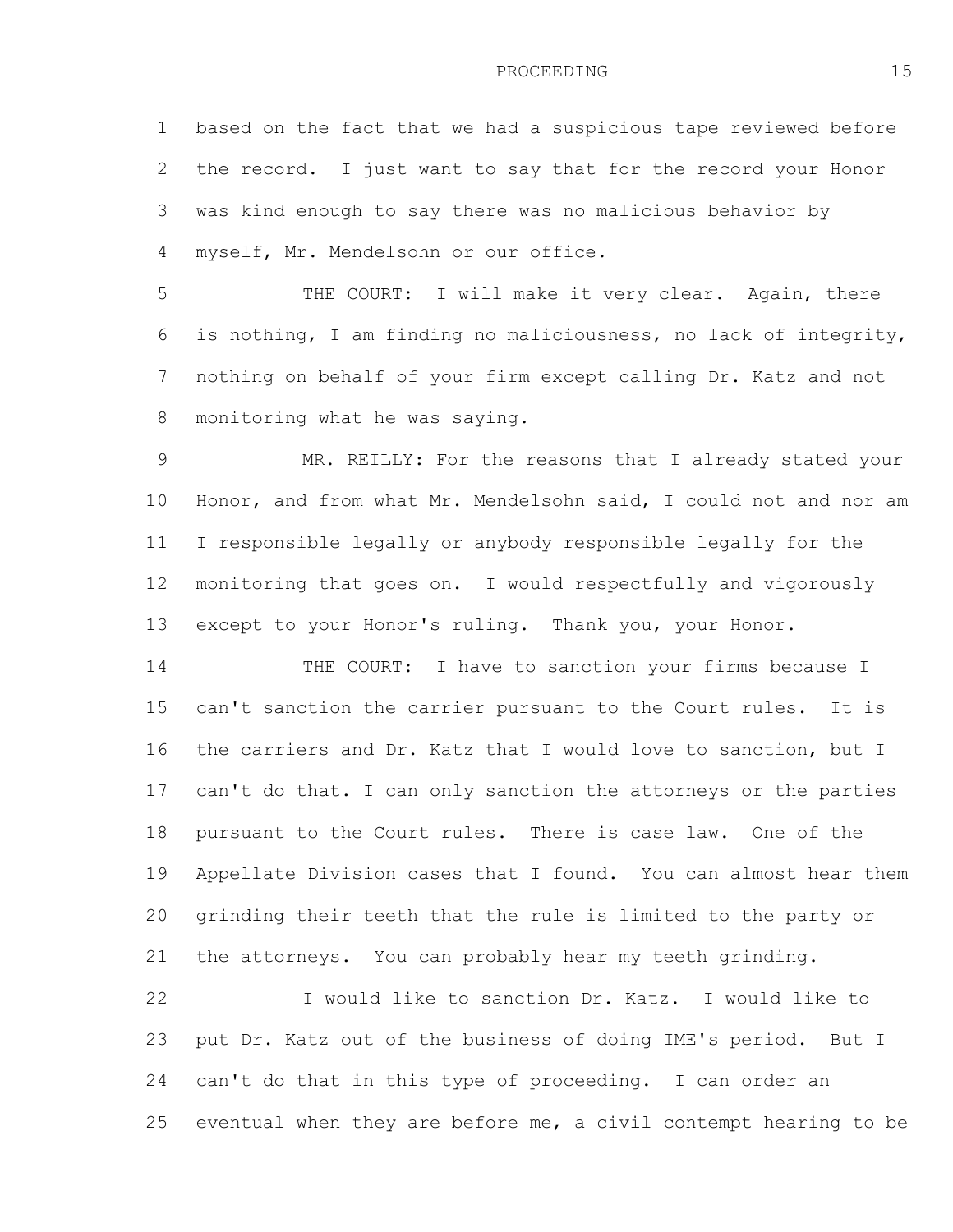based on the fact that we had a suspicious tape reviewed before the record. I just want to say that for the record your Honor was kind enough to say there was no malicious behavior by myself, Mr. Mendelsohn or our office.

THE COURT: I will make it very clear. Again, there is nothing, I am finding no maliciousness, no lack of integrity, nothing on behalf of your firm except calling Dr. Katz and not monitoring what he was saying.

MR. REILLY: For the reasons that I already stated your Honor, and from what Mr. Mendelsohn said, I could not and nor am I responsible legally or anybody responsible legally for the monitoring that goes on. I would respectfully and vigorously except to your Honor's ruling. Thank you, your Honor.

THE COURT: I have to sanction your firms because I can't sanction the carrier pursuant to the Court rules. It is the carriers and Dr. Katz that I would love to sanction, but I can't do that. I can only sanction the attorneys or the parties pursuant to the Court rules. There is case law. One of the Appellate Division cases that I found. You can almost hear them grinding their teeth that the rule is limited to the party or the attorneys. You can probably hear my teeth grinding.

I would like to sanction Dr. Katz. I would like to put Dr. Katz out of the business of doing IME's period. But I can't do that in this type of proceeding. I can order an eventual when they are before me, a civil contempt hearing to be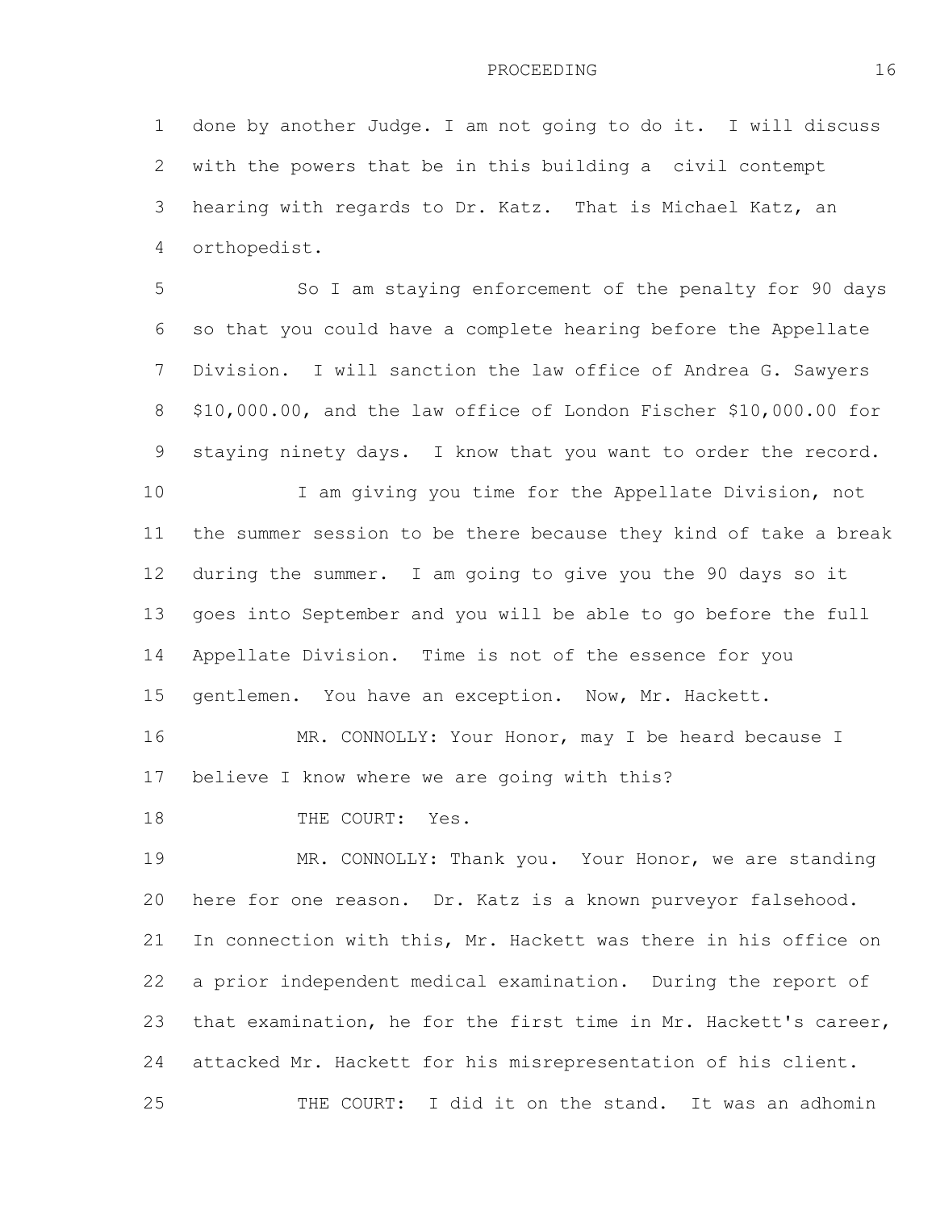1 done by another Judge. I am not going to do it. I will discuss
2 with the powers that be in this building a civil contempt
3 hearing with regards to Dr. Katz. That is Michael Katz, an
4 orthopedist.

5 So I am staying enforcement of the penalty for 90 days
6 so that you could have a complete hearing before the Appellate
7 Division. I will sanction the law office of Andrea G. Sawyers
8 $10,000.00, and the law office of London Fischer $10,000.00 for
9 staying ninety days. I know that you want to order the record.

10 I am giving you time for the Appellate Division, not
11 the summer session to be there because they kind of take a break
12 during the summer. I am going to give you the 90 days so it
13 goes into September and you will be able to go before the full
14 Appellate Division. Time is not of the essence for you
15 gentlemen. You have an exception. Now, Mr. Hackett.

16 MR. CONNOLLY: Your Honor, may I be heard because I
17 believe I know where we are going with this?

18 THE COURT: Yes.

19 MR. CONNOLLY: Thank you. Your Honor, we are standing
20 here for one reason. Dr. Katz is a known purveyor falsehood.
21 In connection with this, Mr. Hackett was there in his office on
22 a prior independent medical examination. During the report of
23 that examination, he for the first time in Mr. Hackett's career,
24 attacked Mr. Hackett for his misrepresentation of his client.

25 THE COURT: I did it on the stand. It was an adhomin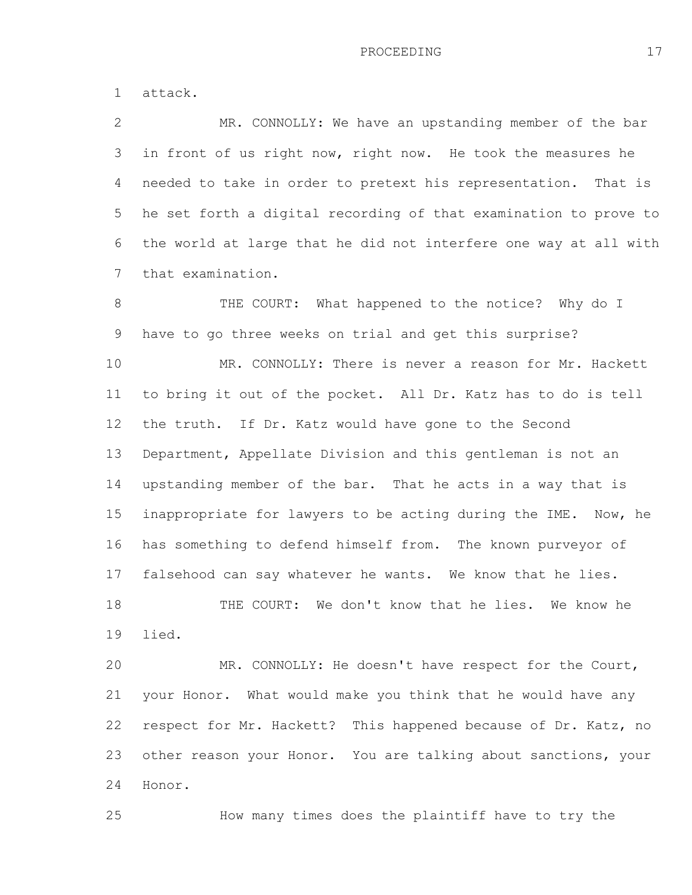attack.

MR. CONNOLLY: We have an upstanding member of the bar in front of us right now, right now. He took the measures he needed to take in order to pretext his representation. That is he set forth a digital recording of that examination to prove to the world at large that he did not interfere one way at all with that examination.

THE COURT: What happened to the notice? Why do I have to go three weeks on trial and get this surprise?

MR. CONNOLLY: There is never a reason for Mr. Hackett to bring it out of the pocket. All Dr. Katz has to do is tell the truth. If Dr. Katz would have gone to the Second Department, Appellate Division and this gentleman is not an upstanding member of the bar. That he acts in a way that is inappropriate for lawyers to be acting during the IME. Now, he has something to defend himself from. The known purveyor of falsehood can say whatever he wants. We know that he lies.

THE COURT: We don't know that he lies. We know he lied.

MR. CONNOLLY: He doesn't have respect for the Court, your Honor. What would make you think that he would have any respect for Mr. Hackett? This happened because of Dr. Katz, no other reason your Honor. You are talking about sanctions, your Honor.

How many times does the plaintiff have to try the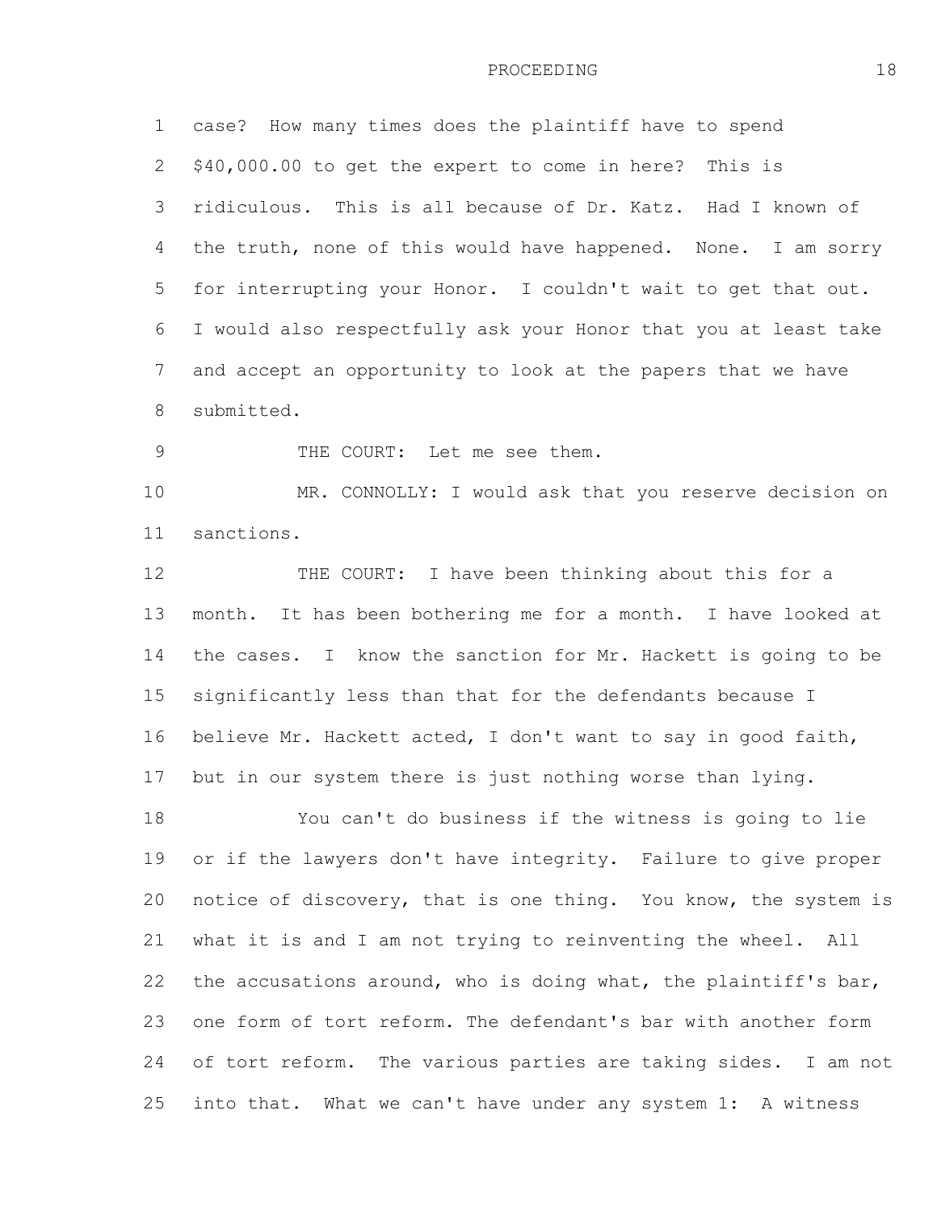case? How many times does the plaintiff have to spend $40,000.00 to get the expert to come in here? This is ridiculous. This is all because of Dr. Katz. Had I known of the truth, none of this would have happened. None. I am sorry for interrupting your Honor. I couldn't wait to get that out. I would also respectfully ask your Honor that you at least take and accept an opportunity to look at the papers that we have submitted.

THE COURT: Let me see them.

MR. CONNOLLY: I would ask that you reserve decision on sanctions.

THE COURT: I have been thinking about this for a month. It has been bothering me for a month. I have looked at the cases. I know the sanction for Mr. Hackett is going to be significantly less than that for the defendants because I believe Mr. Hackett acted, I don't want to say in good faith, but in our system there is just nothing worse than lying.

You can't do business if the witness is going to lie or if the lawyers don't have integrity. Failure to give proper notice of discovery, that is one thing. You know, the system is what it is and I am not trying to reinventing the wheel. All the accusations around, who is doing what, the plaintiff's bar, one form of tort reform. The defendant's bar with another form of tort reform. The various parties are taking sides. I am not into that. What we can't have under any system 1: A witness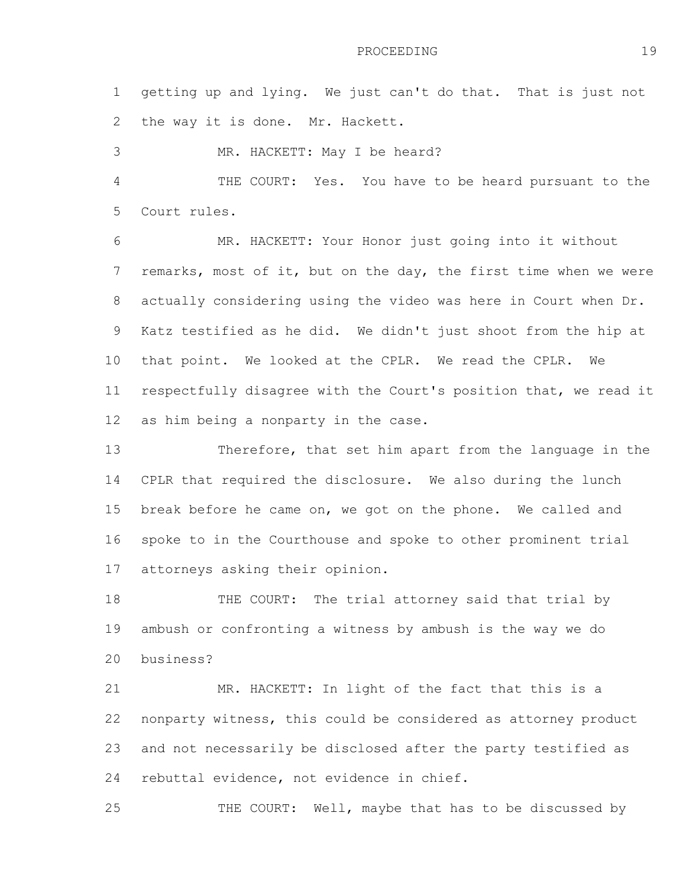getting up and lying. We just can't do that. That is just not the way it is done. Mr. Hackett.

MR. HACKETT: May I be heard?

THE COURT: Yes. You have to be heard pursuant to the Court rules.

MR. HACKETT: Your Honor just going into it without remarks, most of it, but on the day, the first time when we were actually considering using the video was here in Court when Dr. Katz testified as he did. We didn't just shoot from the hip at that point. We looked at the CPLR. We read the CPLR. We respectfully disagree with the Court's position that, we read it as him being a nonparty in the case.

Therefore, that set him apart from the language in the CPLR that required the disclosure. We also during the lunch break before he came on, we got on the phone. We called and spoke to in the Courthouse and spoke to other prominent trial attorneys asking their opinion.

THE COURT: The trial attorney said that trial by ambush or confronting a witness by ambush is the way we do business?

MR. HACKETT: In light of the fact that this is a nonparty witness, this could be considered as attorney product and not necessarily be disclosed after the party testified as rebuttal evidence, not evidence in chief.

THE COURT: Well, maybe that has to be discussed by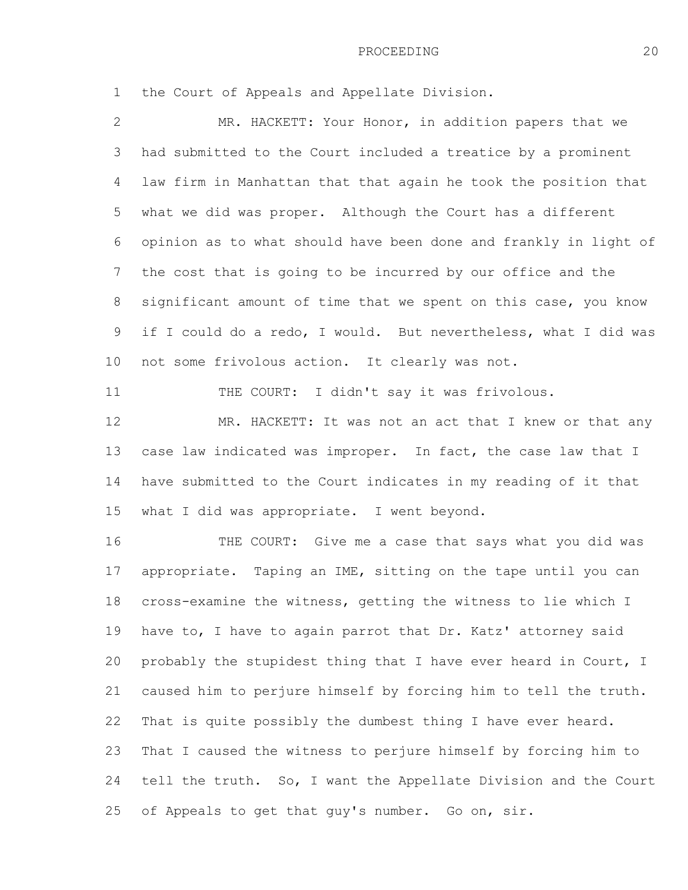the Court of Appeals and Appellate Division.

MR. HACKETT: Your Honor, in addition papers that we had submitted to the Court included a treatice by a prominent law firm in Manhattan that that again he took the position that what we did was proper. Although the Court has a different opinion as to what should have been done and frankly in light of the cost that is going to be incurred by our office and the significant amount of time that we spent on this case, you know if I could do a redo, I would. But nevertheless, what I did was not some frivolous action. It clearly was not.

THE COURT: I didn't say it was frivolous.

MR. HACKETT: It was not an act that I knew or that any case law indicated was improper. In fact, the case law that I have submitted to the Court indicates in my reading of it that what I did was appropriate. I went beyond.

THE COURT: Give me a case that says what you did was appropriate. Taping an IME, sitting on the tape until you can cross-examine the witness, getting the witness to lie which I have to, I have to again parrot that Dr. Katz' attorney said probably the stupidest thing that I have ever heard in Court, I caused him to perjure himself by forcing him to tell the truth. That is quite possibly the dumbest thing I have ever heard. That I caused the witness to perjure himself by forcing him to tell the truth. So, I want the Appellate Division and the Court of Appeals to get that guy's number. Go on, sir.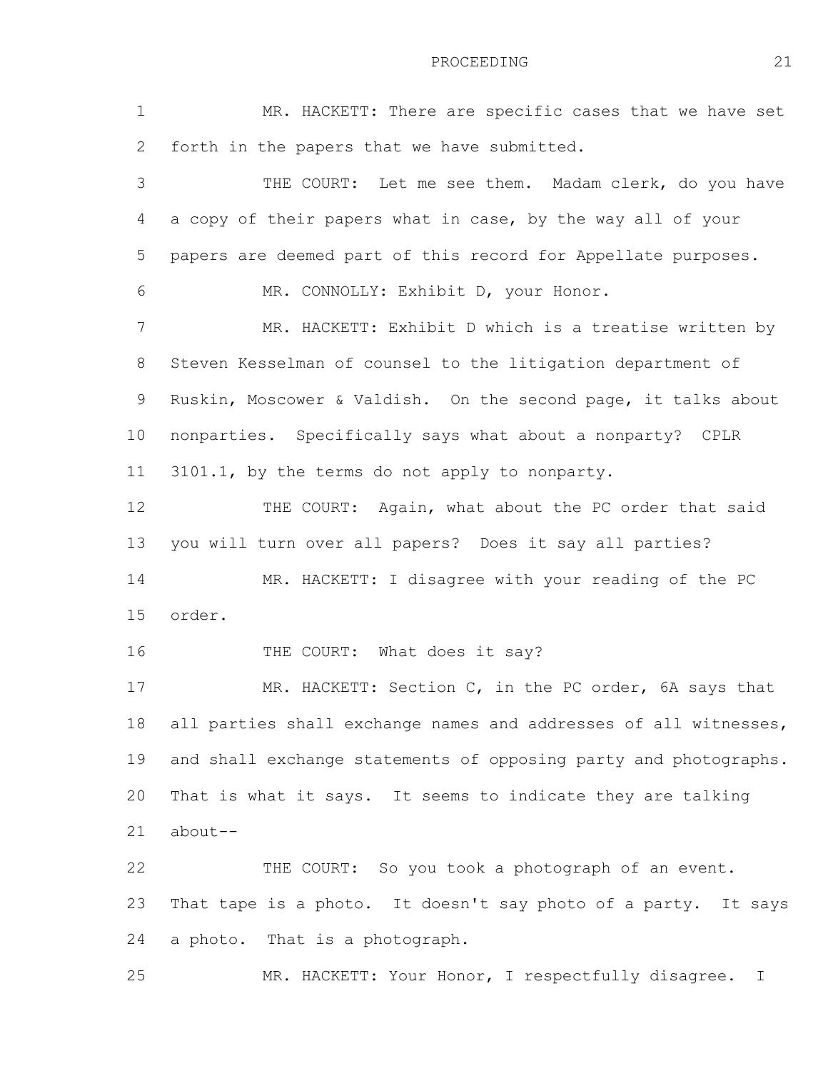MR. HACKETT: There are specific cases that we have set forth in the papers that we have submitted.

THE COURT: Let me see them. Madam clerk, do you have a copy of their papers what in case, by the way all of your papers are deemed part of this record for Appellate purposes.

MR. CONNOLLY: Exhibit D, your Honor.

MR. HACKETT: Exhibit D which is a treatise written by Steven Kesselman of counsel to the litigation department of Ruskin, Moscower & Valdish. On the second page, it talks about nonparties. Specifically says what about a nonparty? CPLR 3101.1, by the terms do not apply to nonparty.

THE COURT: Again, what about the PC order that said you will turn over all papers? Does it say all parties?

MR. HACKETT: I disagree with your reading of the PC order.

THE COURT: What does it say?

MR. HACKETT: Section C, in the PC order, 6A says that all parties shall exchange names and addresses of all witnesses, and shall exchange statements of opposing party and photographs. That is what it says. It seems to indicate they are talking about--

THE COURT: So you took a photograph of an event. That tape is a photo. It doesn't say photo of a party. It says a photo. That is a photograph.

MR. HACKETT: Your Honor, I respectfully disagree. I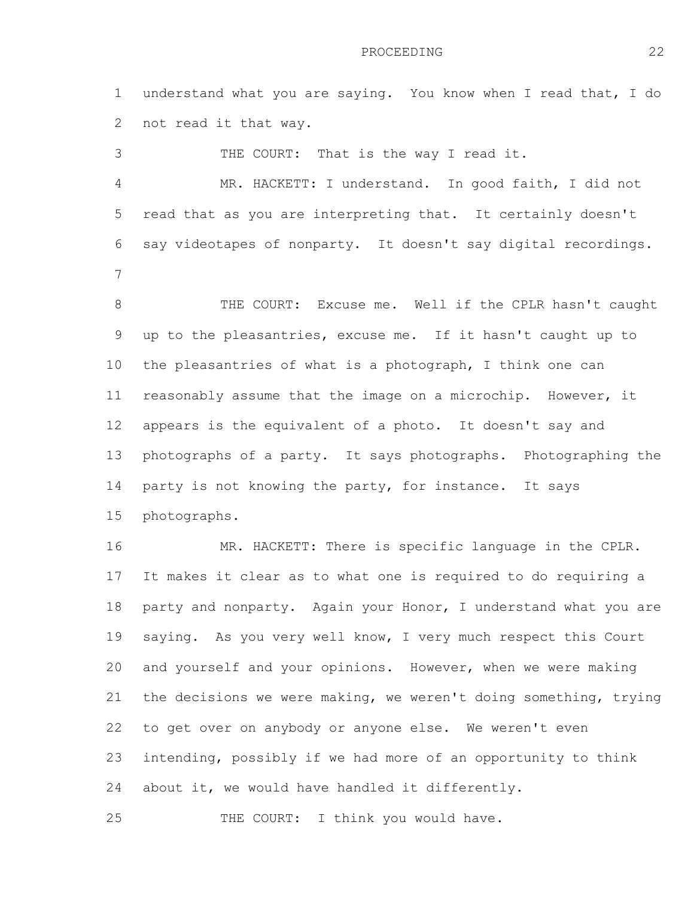understand what you are saying. You know when I read that, I do not read it that way.

THE COURT: That is the way I read it.

MR. HACKETT: I understand. In good faith, I did not read that as you are interpreting that. It certainly doesn't say videotapes of nonparty. It doesn't say digital recordings.

THE COURT: Excuse me. Well if the CPLR hasn't caught up to the pleasantries, excuse me. If it hasn't caught up to the pleasantries of what is a photograph, I think one can reasonably assume that the image on a microchip. However, it appears is the equivalent of a photo. It doesn't say and photographs of a party. It says photographs. Photographing the party is not knowing the party, for instance. It says photographs.

MR. HACKETT: There is specific language in the CPLR. It makes it clear as to what one is required to do requiring a party and nonparty. Again your Honor, I understand what you are saying. As you very well know, I very much respect this Court and yourself and your opinions. However, when we were making the decisions we were making, we weren't doing something, trying to get over on anybody or anyone else. We weren't even intending, possibly if we had more of an opportunity to think about it, we would have handled it differently.

THE COURT: I think you would have.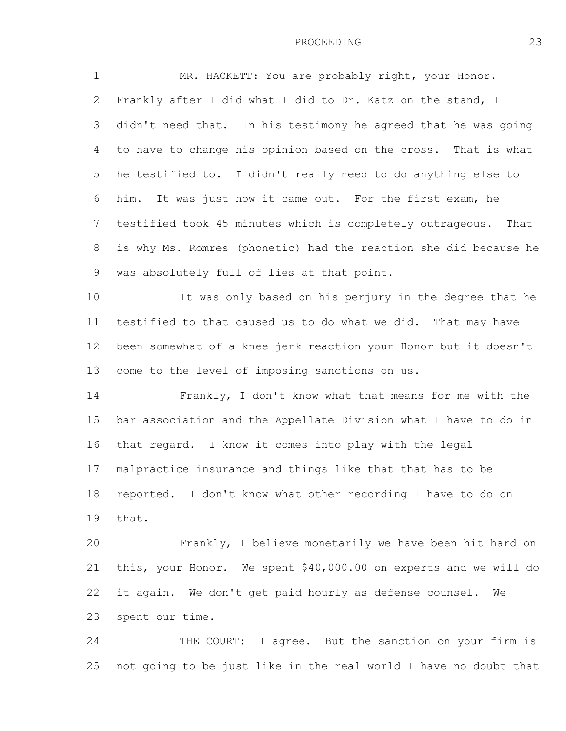MR. HACKETT: You are probably right, your Honor. Frankly after I did what I did to Dr. Katz on the stand, I didn't need that. In his testimony he agreed that he was going to have to change his opinion based on the cross. That is what he testified to. I didn't really need to do anything else to him. It was just how it came out. For the first exam, he testified took 45 minutes which is completely outrageous. That is why Ms. Romres (phonetic) had the reaction she did because he was absolutely full of lies at that point.

It was only based on his perjury in the degree that he testified to that caused us to do what we did. That may have been somewhat of a knee jerk reaction your Honor but it doesn't come to the level of imposing sanctions on us.

Frankly, I don't know what that means for me with the bar association and the Appellate Division what I have to do in that regard. I know it comes into play with the legal malpractice insurance and things like that that has to be reported. I don't know what other recording I have to do on that.

Frankly, I believe monetarily we have been hit hard on this, your Honor. We spent $40,000.00 on experts and we will do it again. We don't get paid hourly as defense counsel. We spent our time.

THE COURT: I agree. But the sanction on your firm is not going to be just like in the real world I have no doubt that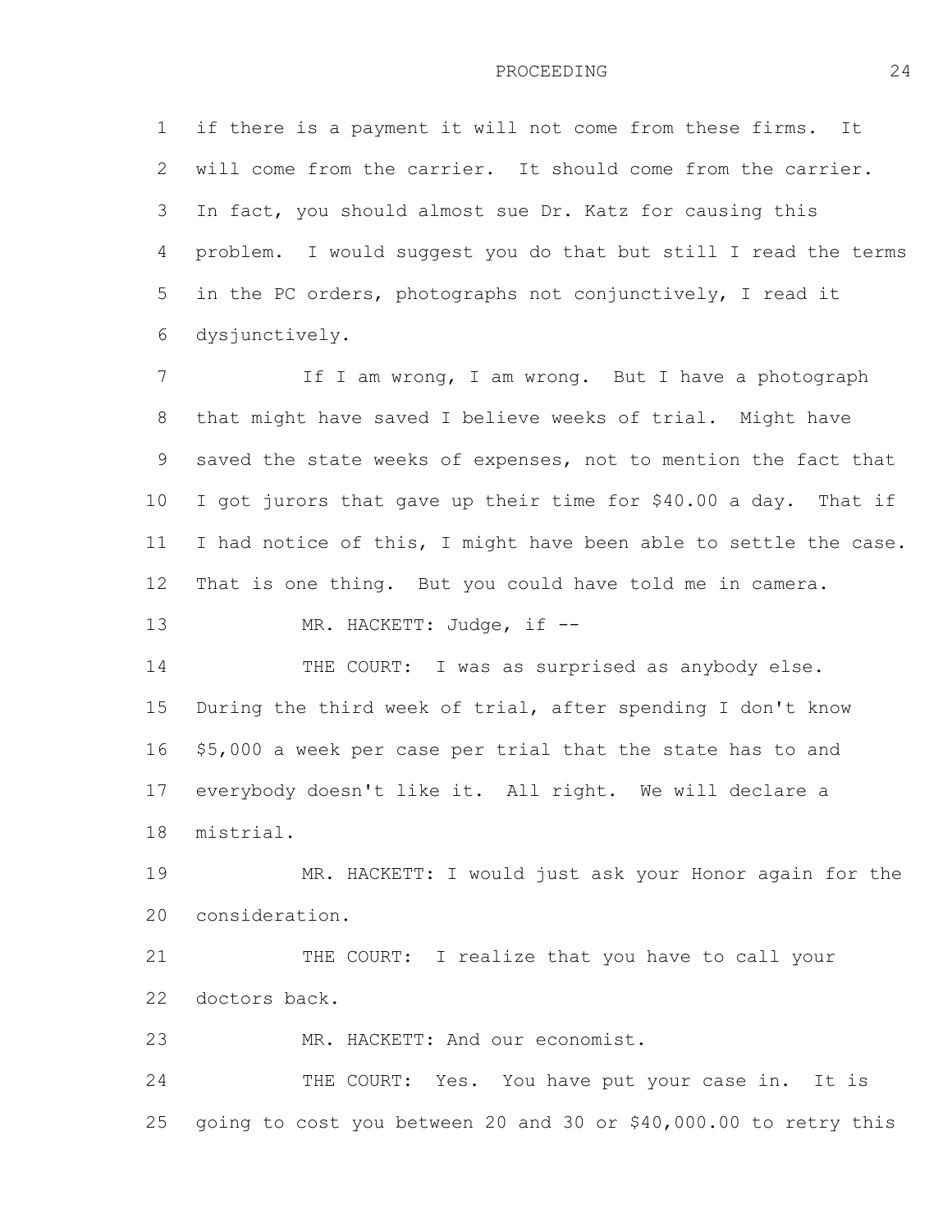1 if there is a payment it will not come from these firms. It
2 will come from the carrier. It should come from the carrier.
3 In fact, you should almost sue Dr. Katz for causing this
4 problem. I would suggest you do that but still I read the terms
5 in the PC orders, photographs not conjunctively, I read it
6 dysjunctively.

7 If I am wrong, I am wrong. But I have a photograph
8 that might have saved I believe weeks of trial. Might have
9 saved the state weeks of expenses, not to mention the fact that
10 I got jurors that gave up their time for $40.00 a day. That if
11 I had notice of this, I might have been able to settle the case.
12 That is one thing. But you could have told me in camera.

13 MR. HACKETT: Judge, if --

14 THE COURT: I was as surprised as anybody else.
15 During the third week of trial, after spending I don't know
16 $5,000 a week per case per trial that the state has to and
17 everybody doesn't like it. All right. We will declare a
18 mistrial.

19 MR. HACKETT: I would just ask your Honor again for the
20 consideration.

21 THE COURT: I realize that you have to call your
22 doctors back.

23 MR. HACKETT: And our economist.

24 THE COURT: Yes. You have put your case in. It is
25 going to cost you between 20 and 30 or $40,000.00 to retry this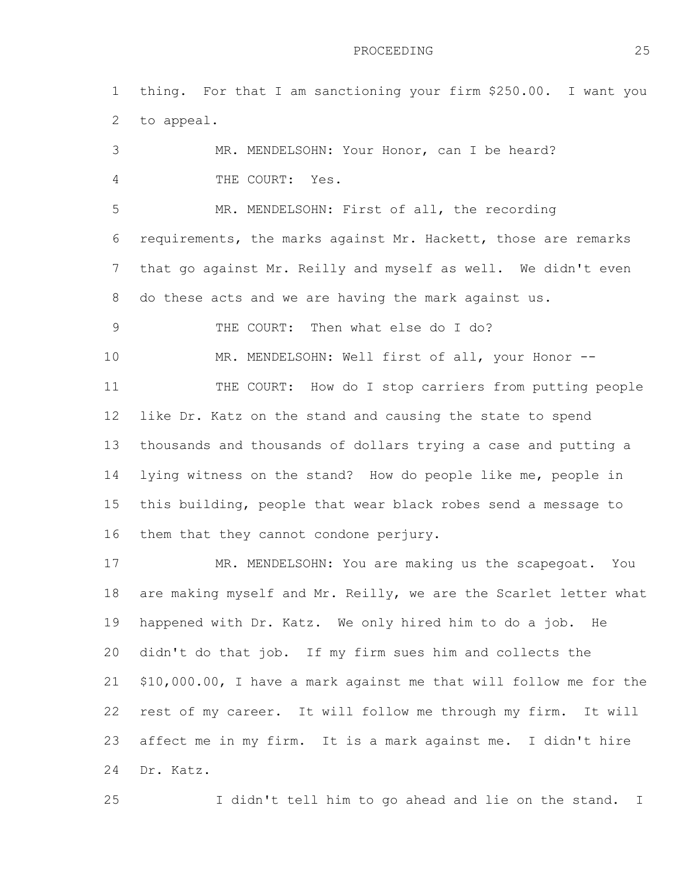thing. For that I am sanctioning your firm $250.00. I want you to appeal.

MR. MENDELSOHN: Your Honor, can I be heard?

THE COURT: Yes.

MR. MENDELSOHN: First of all, the recording requirements, the marks against Mr. Hackett, those are remarks that go against Mr. Reilly and myself as well. We didn't even do these acts and we are having the mark against us.

THE COURT: Then what else do I do?

MR. MENDELSOHN: Well first of all, your Honor --

THE COURT: How do I stop carriers from putting people like Dr. Katz on the stand and causing the state to spend thousands and thousands of dollars trying a case and putting a lying witness on the stand? How do people like me, people in this building, people that wear black robes send a message to them that they cannot condone perjury.

MR. MENDELSOHN: You are making us the scapegoat. You are making myself and Mr. Reilly, we are the Scarlet letter what happened with Dr. Katz. We only hired him to do a job. He didn't do that job. If my firm sues him and collects the $10,000.00, I have a mark against me that will follow me for the rest of my career. It will follow me through my firm. It will affect me in my firm. It is a mark against me. I didn't hire Dr. Katz.

I didn't tell him to go ahead and lie on the stand. I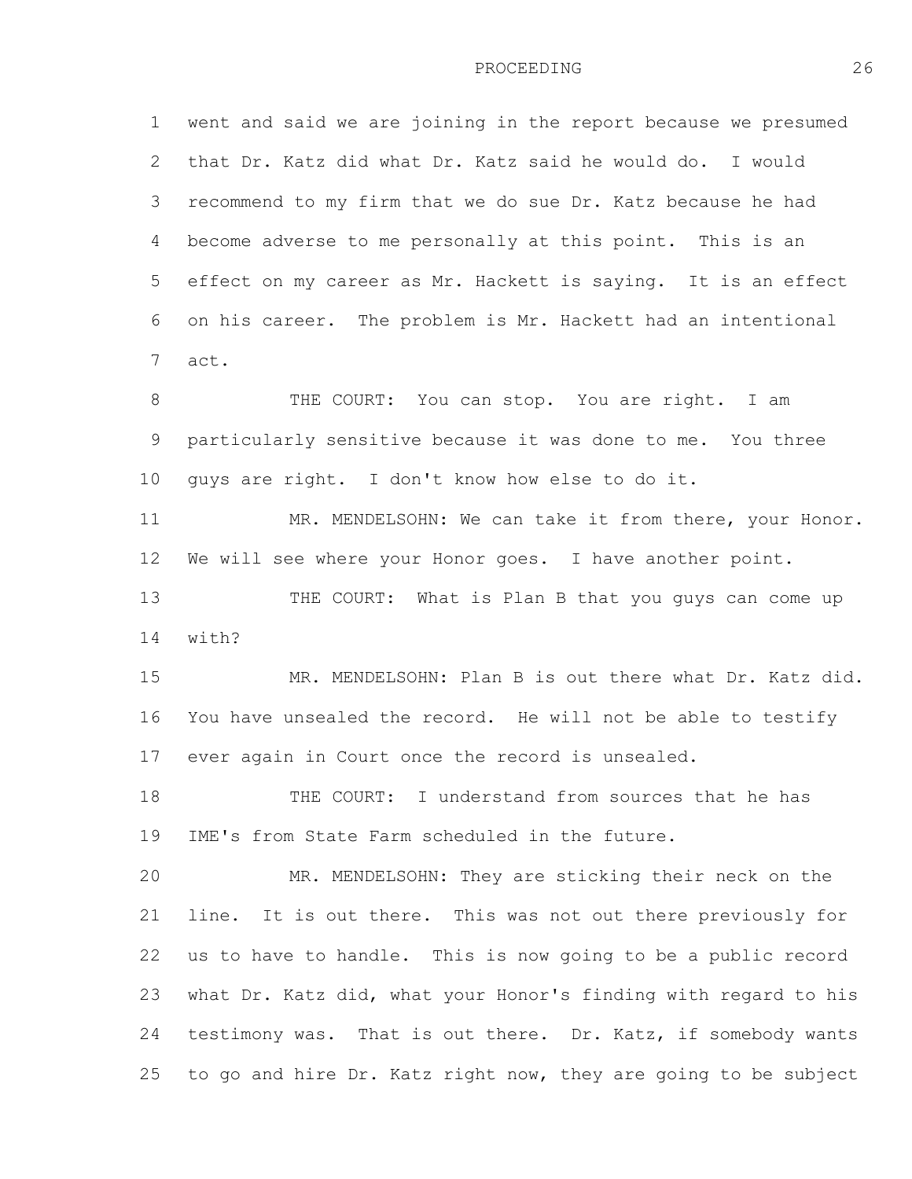1 went and said we are joining in the report because we presumed
2 that Dr. Katz did what Dr. Katz said he would do. I would
3 recommend to my firm that we do sue Dr. Katz because he had
4 become adverse to me personally at this point. This is an
5 effect on my career as Mr. Hackett is saying. It is an effect
6 on his career. The problem is Mr. Hackett had an intentional
7 act.

8 THE COURT: You can stop. You are right. I am
9 particularly sensitive because it was done to me. You three
10 guys are right. I don't know how else to do it.

11 MR. MENDELSOHN: We can take it from there, your Honor.
12 We will see where your Honor goes. I have another point.

13 THE COURT: What is Plan B that you guys can come up
14 with?

15 MR. MENDELSOHN: Plan B is out there what Dr. Katz did.
16 You have unsealed the record. He will not be able to testify
17 ever again in Court once the record is unsealed.

18 THE COURT: I understand from sources that he has
19 IME's from State Farm scheduled in the future.

20 MR. MENDELSOHN: They are sticking their neck on the
21 line. It is out there. This was not out there previously for
22 us to have to handle. This is now going to be a public record
23 what Dr. Katz did, what your Honor's finding with regard to his
24 testimony was. That is out there. Dr. Katz, if somebody wants
25 to go and hire Dr. Katz right now, they are going to be subject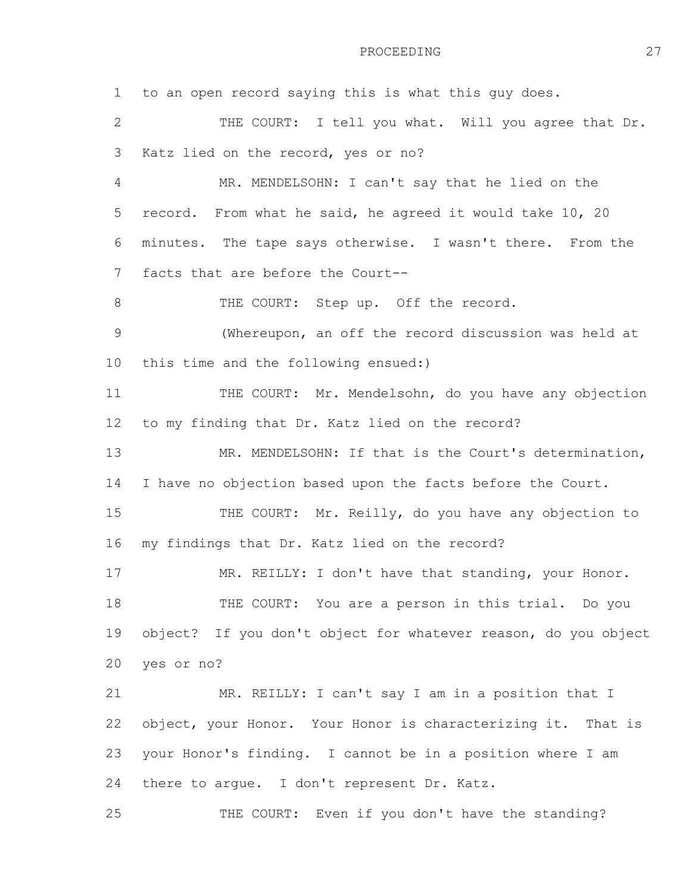1 to an open record saying this is what this guy does.

2 THE COURT: I tell you what. Will you agree that Dr.

3 Katz lied on the record, yes or no?

4 MR. MENDELSOHN: I can't say that he lied on the

5 record. From what he said, he agreed it would take 10, 20

6 minutes. The tape says otherwise. I wasn't there. From the

7 facts that are before the Court--

8 THE COURT: Step up. Off the record.

9 (Whereupon, an off the record discussion was held at

10 this time and the following ensued:)

11 THE COURT: Mr. Mendelsohn, do you have any objection

12 to my finding that Dr. Katz lied on the record?

13 MR. MENDELSOHN: If that is the Court's determination,

14 I have no objection based upon the facts before the Court.

15 THE COURT: Mr. Reilly, do you have any objection to

16 my findings that Dr. Katz lied on the record?

17 MR. REILLY: I don't have that standing, your Honor.

18 THE COURT: You are a person in this trial. Do you

19 object? If you don't object for whatever reason, do you object

20 yes or no?

21 MR. REILLY: I can't say I am in a position that I

22 object, your Honor. Your Honor is characterizing it. That is

23 your Honor's finding. I cannot be in a position where I am

24 there to argue. I don't represent Dr. Katz.

25 THE COURT: Even if you don't have the standing?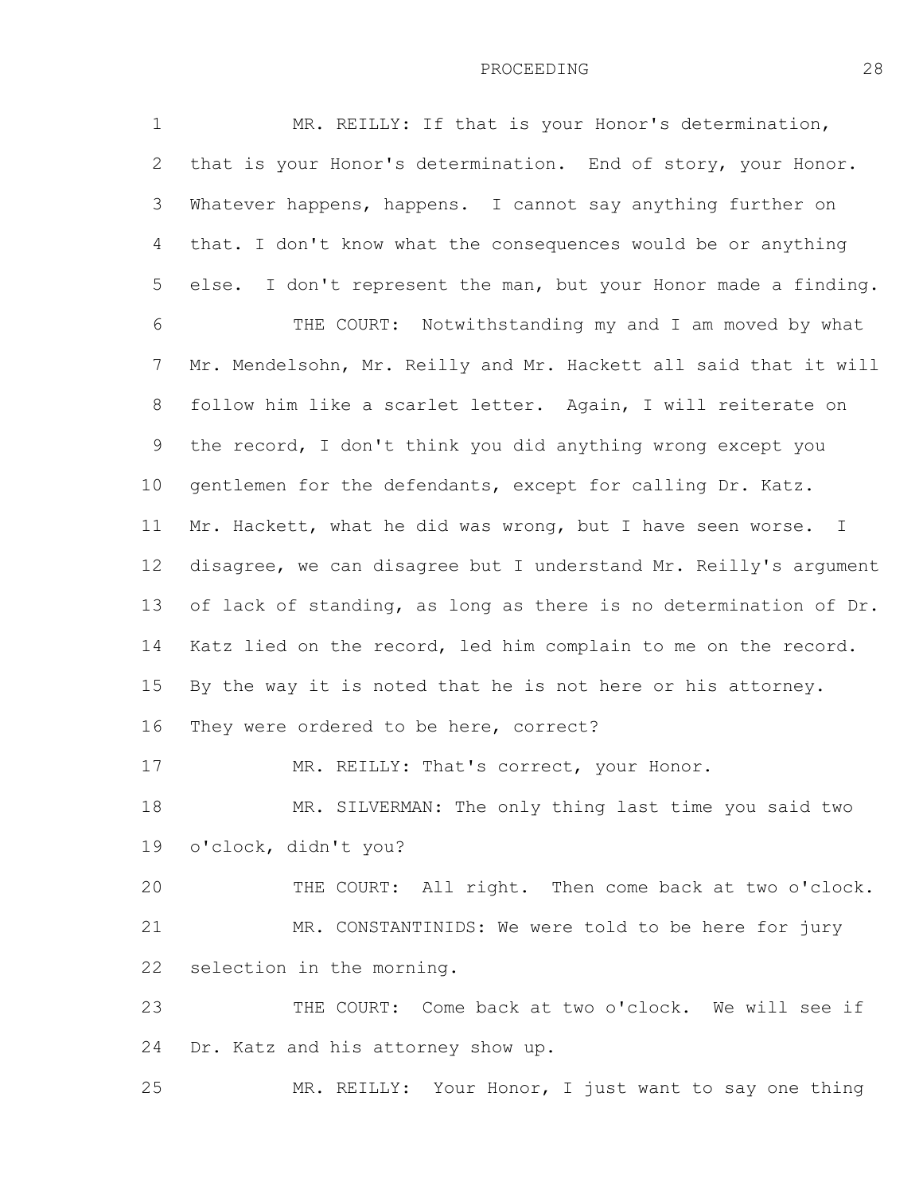1 MR. REILLY: If that is your Honor's determination,
2 that is your Honor's determination. End of story, your Honor.
3 Whatever happens, happens. I cannot say anything further on
4 that. I don't know what the consequences would be or anything
5 else. I don't represent the man, but your Honor made a finding.
6 THE COURT: Notwithstanding my and I am moved by what
7 Mr. Mendelsohn, Mr. Reilly and Mr. Hackett all said that it will
8 follow him like a scarlet letter. Again, I will reiterate on
9 the record, I don't think you did anything wrong except you
10 gentlemen for the defendants, except for calling Dr. Katz.
11 Mr. Hackett, what he did was wrong, but I have seen worse. I
12 disagree, we can disagree but I understand Mr. Reilly's argument
13 of lack of standing, as long as there is no determination of Dr.
14 Katz lied on the record, led him complain to me on the record.
15 By the way it is noted that he is not here or his attorney.
16 They were ordered to be here, correct?
17 MR. REILLY: That's correct, your Honor.
18 MR. SILVERMAN: The only thing last time you said two
19 o'clock, didn't you?
20 THE COURT: All right. Then come back at two o'clock.
21 MR. CONSTANTINIDS: We were told to be here for jury
22 selection in the morning.
23 THE COURT: Come back at two o'clock. We will see if
24 Dr. Katz and his attorney show up.
25 MR. REILLY: Your Honor, I just want to say one thing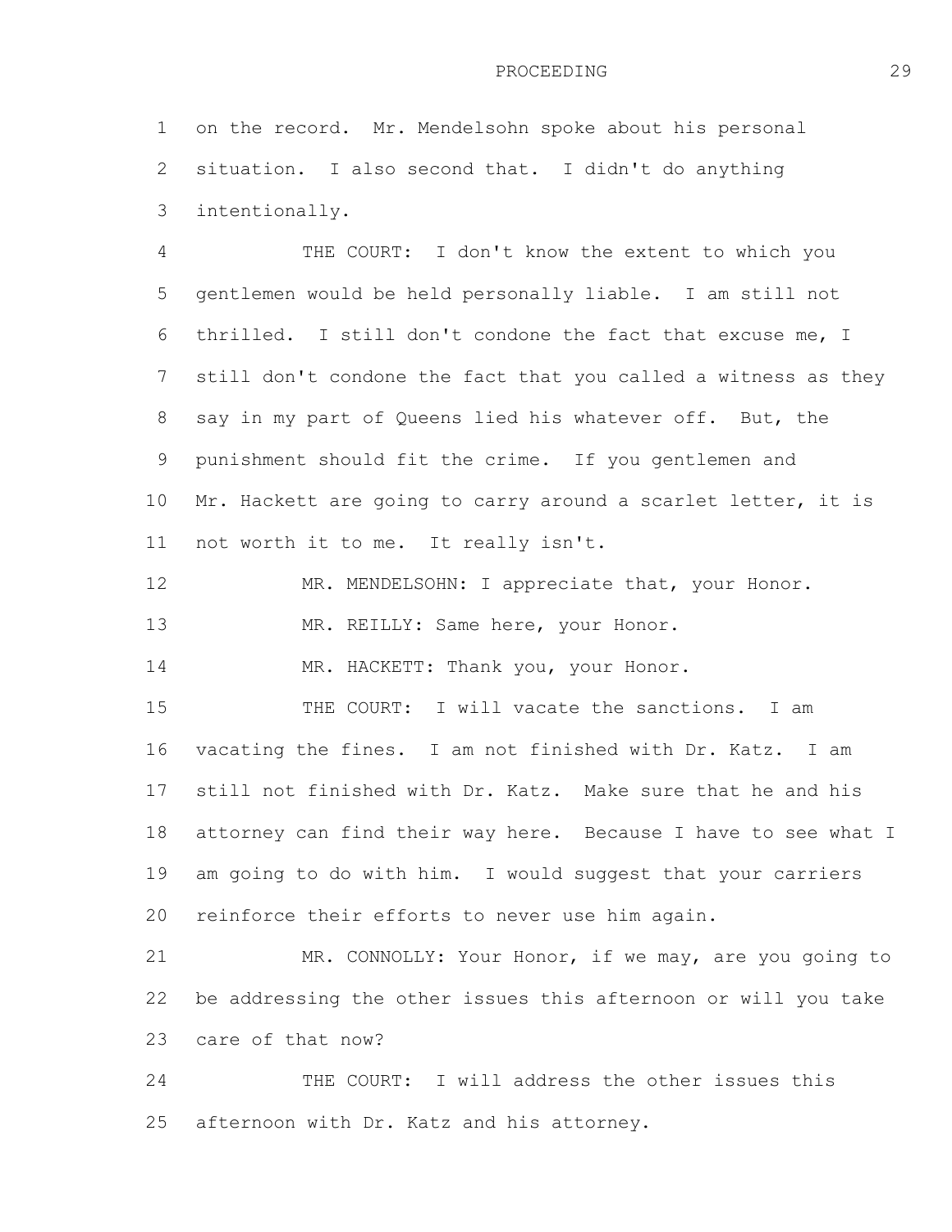on the record. Mr. Mendelsohn spoke about his personal situation. I also second that. I didn't do anything intentionally.

THE COURT: I don't know the extent to which you gentlemen would be held personally liable. I am still not thrilled. I still don't condone the fact that excuse me, I still don't condone the fact that you called a witness as they say in my part of Queens lied his whatever off. But, the punishment should fit the crime. If you gentlemen and Mr. Hackett are going to carry around a scarlet letter, it is not worth it to me. It really isn't.

MR. MENDELSOHN: I appreciate that, your Honor.

MR. REILLY: Same here, your Honor.

MR. HACKETT: Thank you, your Honor.

THE COURT: I will vacate the sanctions. I am vacating the fines. I am not finished with Dr. Katz. I am still not finished with Dr. Katz. Make sure that he and his attorney can find their way here. Because I have to see what I am going to do with him. I would suggest that your carriers reinforce their efforts to never use him again.

MR. CONNOLLY: Your Honor, if we may, are you going to be addressing the other issues this afternoon or will you take care of that now?

THE COURT: I will address the other issues this afternoon with Dr. Katz and his attorney.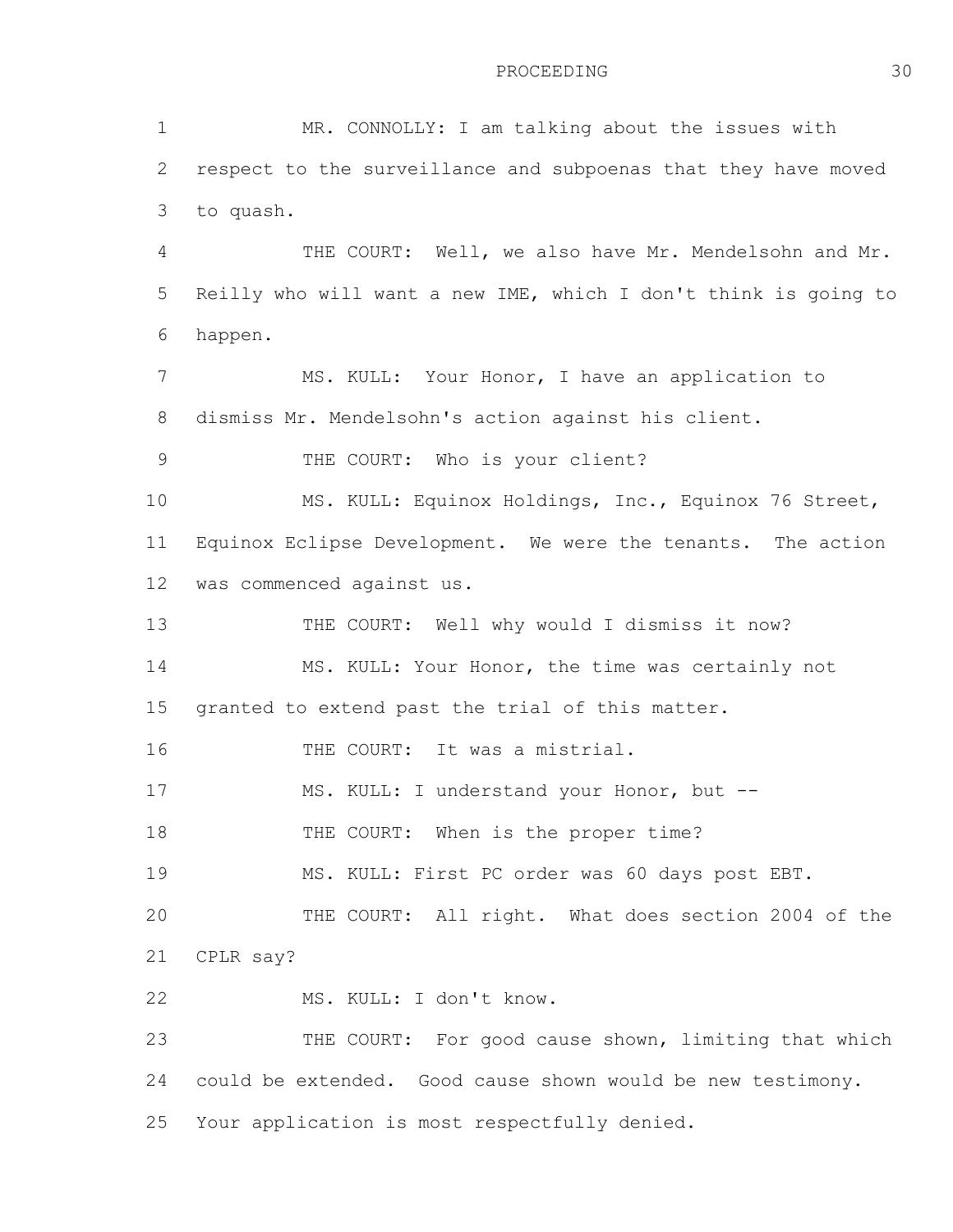1 MR. CONNOLLY: I am talking about the issues with
2 respect to the surveillance and subpoenas that they have moved
3 to quash.
4 THE COURT: Well, we also have Mr. Mendelsohn and Mr.
5 Reilly who will want a new IME, which I don't think is going to
6 happen.
7 MS. KULL: Your Honor, I have an application to
8 dismiss Mr. Mendelsohn's action against his client.
9 THE COURT: Who is your client?
10 MS. KULL: Equinox Holdings, Inc., Equinox 76 Street,
11 Equinox Eclipse Development. We were the tenants. The action
12 was commenced against us.
13 THE COURT: Well why would I dismiss it now?
14 MS. KULL: Your Honor, the time was certainly not
15 granted to extend past the trial of this matter.
16 THE COURT: It was a mistrial.
17 MS. KULL: I understand your Honor, but --
18 THE COURT: When is the proper time?
19 MS. KULL: First PC order was 60 days post EBT.
20 THE COURT: All right. What does section 2004 of the
21 CPLR say?
22 MS. KULL: I don't know.
23 THE COURT: For good cause shown, limiting that which
24 could be extended. Good cause shown would be new testimony.
25 Your application is most respectfully denied.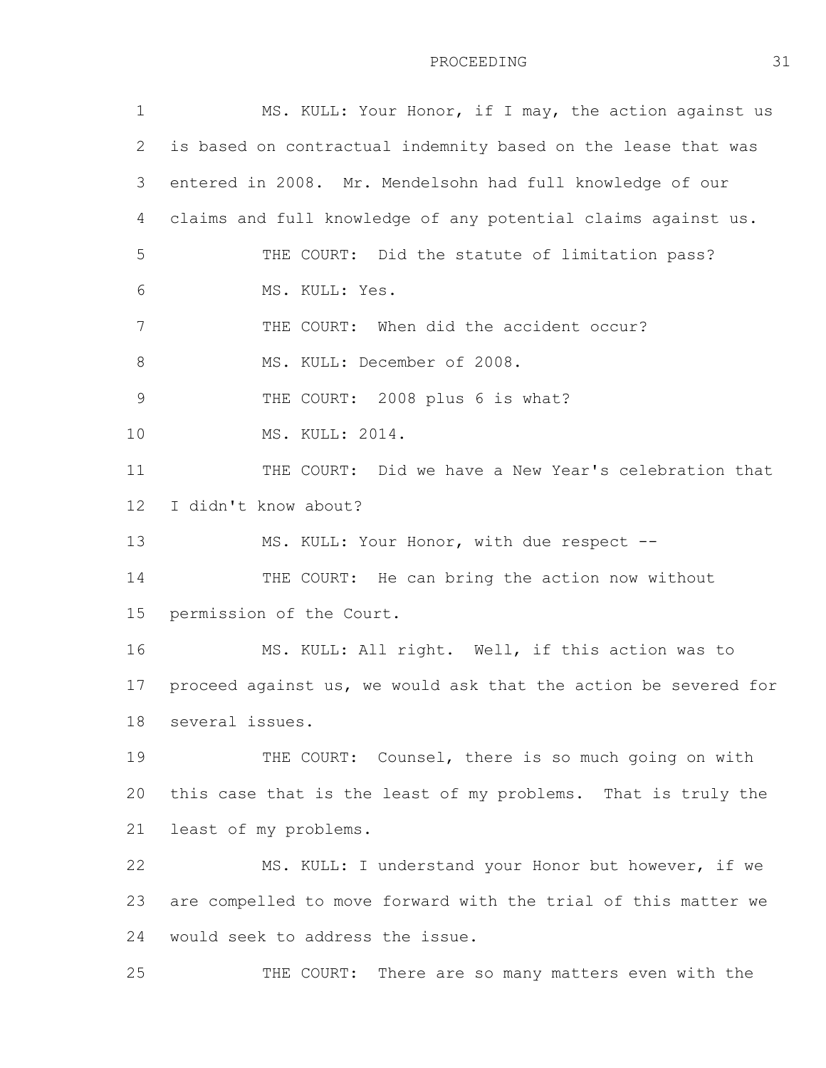MS. KULL: Your Honor, if I may, the action against us is based on contractual indemnity based on the lease that was entered in 2008. Mr. Mendelsohn had full knowledge of our claims and full knowledge of any potential claims against us.

THE COURT: Did the statute of limitation pass?

MS. KULL: Yes.

THE COURT: When did the accident occur?

MS. KULL: December of 2008.

THE COURT: 2008 plus 6 is what?

MS. KULL: 2014.

THE COURT: Did we have a New Year's celebration that I didn't know about?

MS. KULL: Your Honor, with due respect --

THE COURT: He can bring the action now without permission of the Court.

MS. KULL: All right. Well, if this action was to proceed against us, we would ask that the action be severed for several issues.

THE COURT: Counsel, there is so much going on with this case that is the least of my problems. That is truly the least of my problems.

MS. KULL: I understand your Honor but however, if we are compelled to move forward with the trial of this matter we would seek to address the issue.

THE COURT: There are so many matters even with the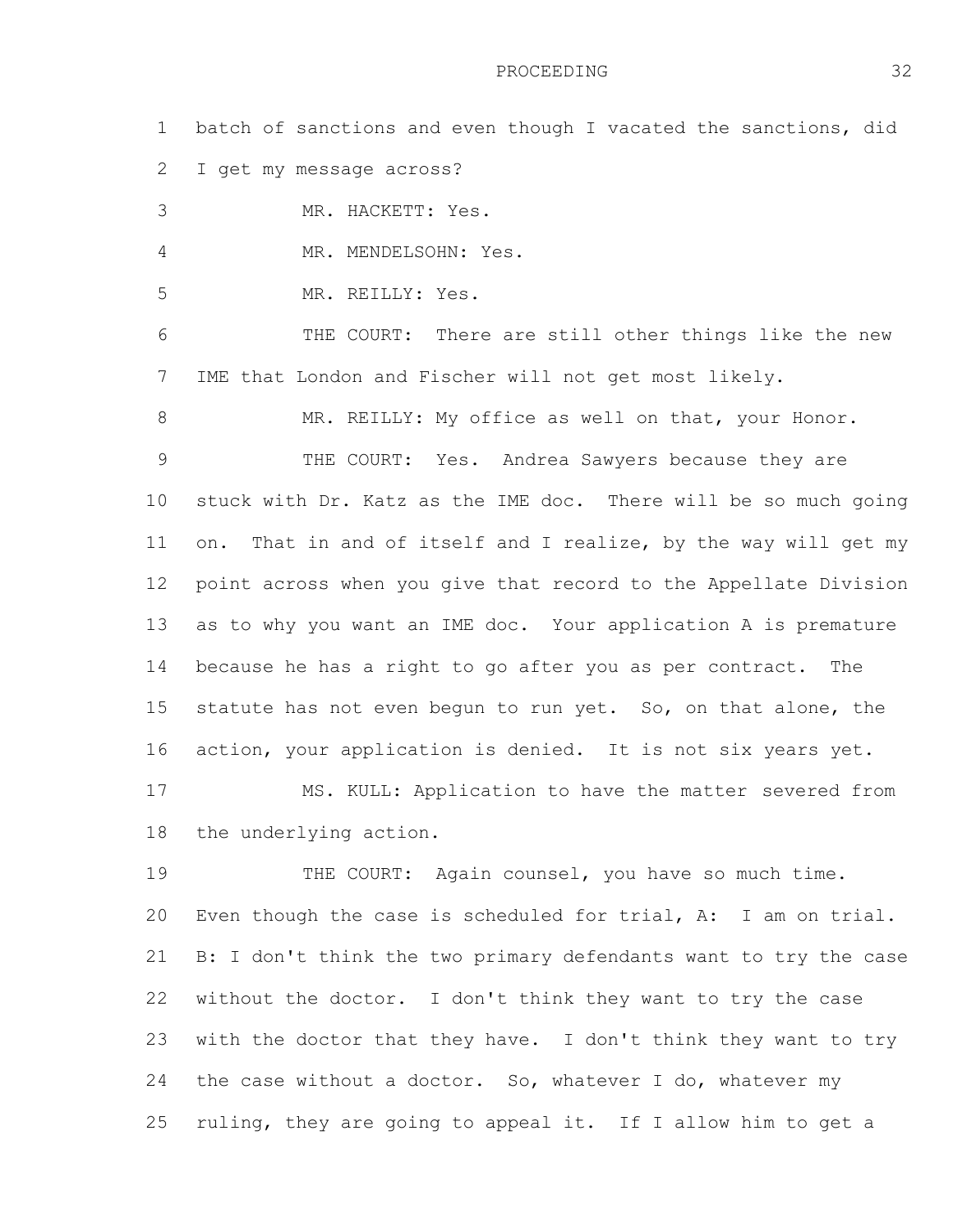1 batch of sanctions and even though I vacated the sanctions, did
2 I get my message across?
3 MR. HACKETT: Yes.
4 MR. MENDELSOHN: Yes.
5 MR. REILLY: Yes.
6 THE COURT: There are still other things like the new
7 IME that London and Fischer will not get most likely.
8 MR. REILLY: My office as well on that, your Honor.
9 THE COURT: Yes. Andrea Sawyers because they are
10 stuck with Dr. Katz as the IME doc. There will be so much going
11 on. That in and of itself and I realize, by the way will get my
12 point across when you give that record to the Appellate Division
13 as to why you want an IME doc. Your application A is premature
14 because he has a right to go after you as per contract. The
15 statute has not even begun to run yet. So, on that alone, the
16 action, your application is denied. It is not six years yet.
17 MS. KULL: Application to have the matter severed from
18 the underlying action.
19 THE COURT: Again counsel, you have so much time.
20 Even though the case is scheduled for trial, A: I am on trial.
21 B: I don't think the two primary defendants want to try the case
22 without the doctor. I don't think they want to try the case
23 with the doctor that they have. I don't think they want to try
24 the case without a doctor. So, whatever I do, whatever my
25 ruling, they are going to appeal it. If I allow him to get a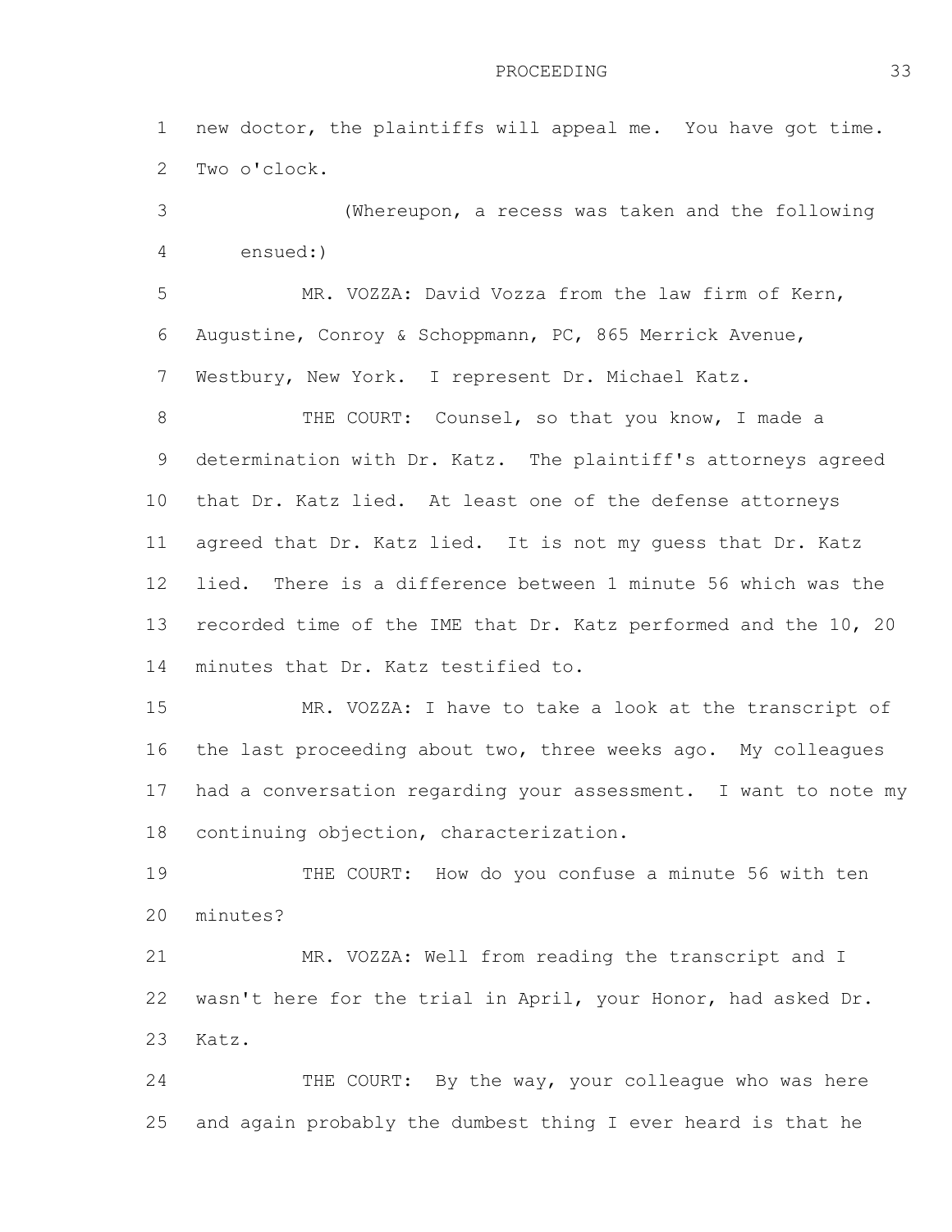new doctor, the plaintiffs will appeal me. You have got time. Two o'clock.

(Whereupon, a recess was taken and the following ensued:)

MR. VOZZA: David Vozza from the law firm of Kern, Augustine, Conroy & Schoppmann, PC, 865 Merrick Avenue, Westbury, New York. I represent Dr. Michael Katz.

THE COURT: Counsel, so that you know, I made a determination with Dr. Katz. The plaintiff's attorneys agreed that Dr. Katz lied. At least one of the defense attorneys agreed that Dr. Katz lied. It is not my guess that Dr. Katz lied. There is a difference between 1 minute 56 which was the recorded time of the IME that Dr. Katz performed and the 10, 20 minutes that Dr. Katz testified to.

MR. VOZZA: I have to take a look at the transcript of the last proceeding about two, three weeks ago. My colleagues had a conversation regarding your assessment. I want to note my continuing objection, characterization.

THE COURT: How do you confuse a minute 56 with ten minutes?

MR. VOZZA: Well from reading the transcript and I wasn't here for the trial in April, your Honor, had asked Dr. Katz.

THE COURT: By the way, your colleague who was here and again probably the dumbest thing I ever heard is that he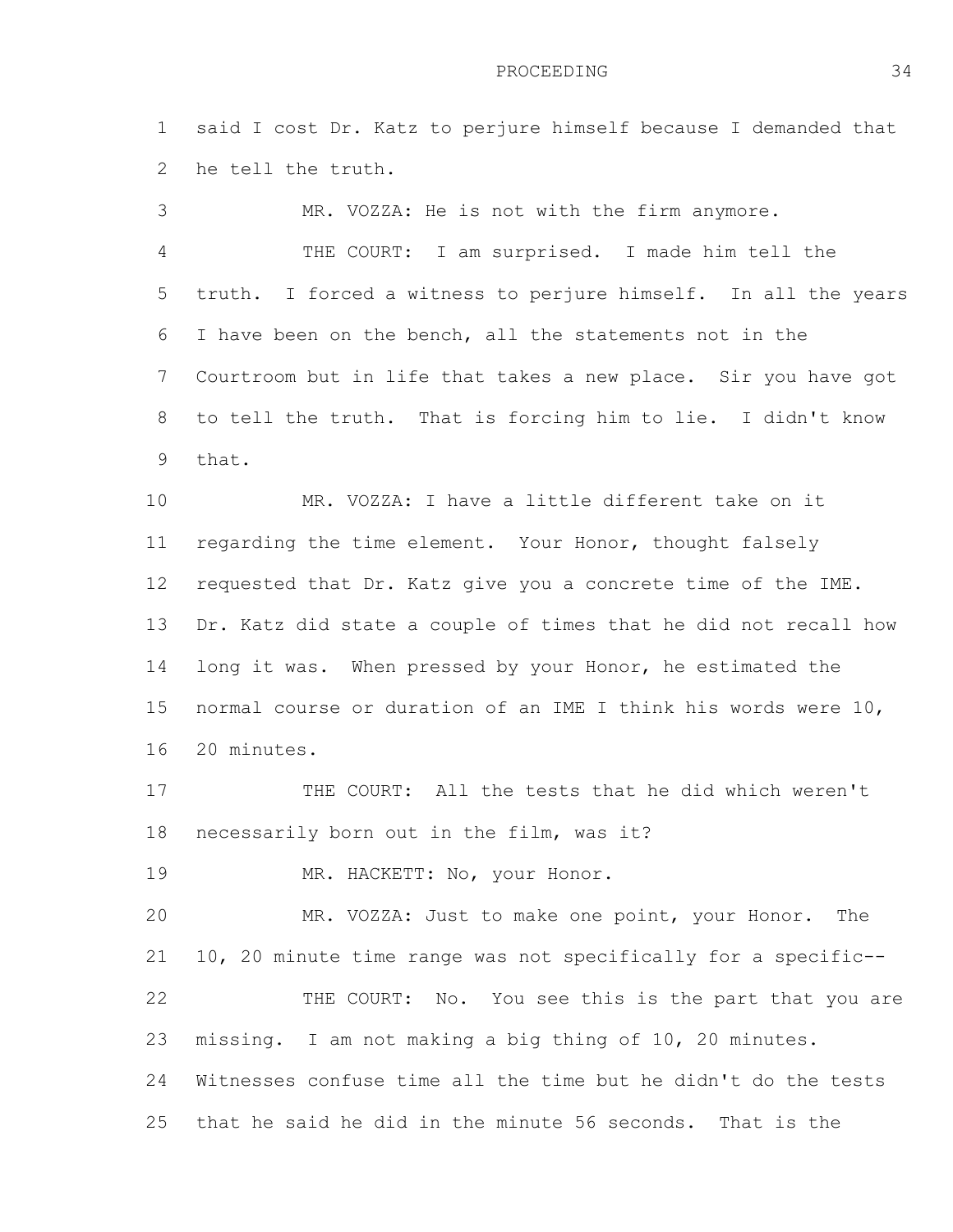1 said I cost Dr. Katz to perjure himself because I demanded that
2 he tell the truth.

3 MR. VOZZA: He is not with the firm anymore.

4 THE COURT: I am surprised. I made him tell the
5 truth. I forced a witness to perjure himself. In all the years
6 I have been on the bench, all the statements not in the
7 Courtroom but in life that takes a new place. Sir you have got
8 to tell the truth. That is forcing him to lie. I didn't know
9 that.

10 MR. VOZZA: I have a little different take on it
11 regarding the time element. Your Honor, thought falsely
12 requested that Dr. Katz give you a concrete time of the IME.
13 Dr. Katz did state a couple of times that he did not recall how
14 long it was. When pressed by your Honor, he estimated the
15 normal course or duration of an IME I think his words were 10,
16 20 minutes.

17 THE COURT: All the tests that he did which weren't
18 necessarily born out in the film, was it?

19 MR. HACKETT: No, your Honor.

20 MR. VOZZA: Just to make one point, your Honor. The
21 10, 20 minute time range was not specifically for a specific--

22 THE COURT: No. You see this is the part that you are
23 missing. I am not making a big thing of 10, 20 minutes.
24 Witnesses confuse time all the time but he didn't do the tests
25 that he said he did in the minute 56 seconds. That is the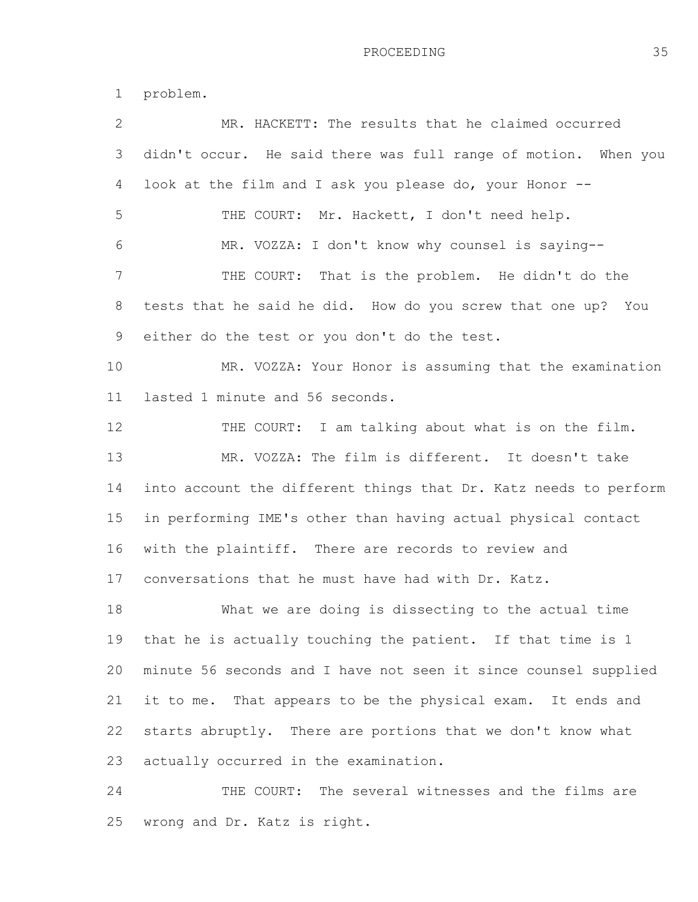problem.

MR. HACKETT: The results that he claimed occurred didn't occur. He said there was full range of motion. When you look at the film and I ask you please do, your Honor --

THE COURT: Mr. Hackett, I don't need help.

MR. VOZZA: I don't know why counsel is saying--

THE COURT: That is the problem. He didn't do the tests that he said he did. How do you screw that one up? You either do the test or you don't do the test.

MR. VOZZA: Your Honor is assuming that the examination lasted 1 minute and 56 seconds.

THE COURT: I am talking about what is on the film.

MR. VOZZA: The film is different. It doesn't take into account the different things that Dr. Katz needs to perform in performing IME's other than having actual physical contact with the plaintiff. There are records to review and conversations that he must have had with Dr. Katz.

What we are doing is dissecting to the actual time that he is actually touching the patient. If that time is 1 minute 56 seconds and I have not seen it since counsel supplied it to me. That appears to be the physical exam. It ends and starts abruptly. There are portions that we don't know what actually occurred in the examination.

THE COURT: The several witnesses and the films are wrong and Dr. Katz is right.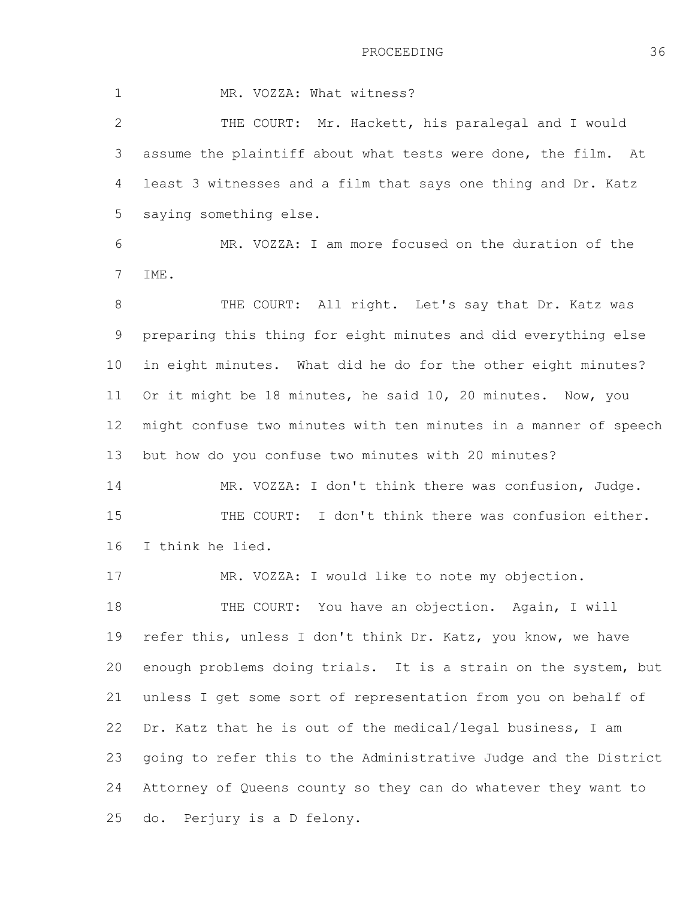MR. VOZZA: What witness?

THE COURT: Mr. Hackett, his paralegal and I would assume the plaintiff about what tests were done, the film. At least 3 witnesses and a film that says one thing and Dr. Katz saying something else.

MR. VOZZA: I am more focused on the duration of the IME.

THE COURT: All right. Let's say that Dr. Katz was preparing this thing for eight minutes and did everything else in eight minutes. What did he do for the other eight minutes? Or it might be 18 minutes, he said 10, 20 minutes. Now, you might confuse two minutes with ten minutes in a manner of speech but how do you confuse two minutes with 20 minutes?

MR. VOZZA: I don't think there was confusion, Judge.

THE COURT: I don't think there was confusion either. I think he lied.

MR. VOZZA: I would like to note my objection.

THE COURT: You have an objection. Again, I will refer this, unless I don't think Dr. Katz, you know, we have enough problems doing trials. It is a strain on the system, but unless I get some sort of representation from you on behalf of Dr. Katz that he is out of the medical/legal business, I am going to refer this to the Administrative Judge and the District Attorney of Queens county so they can do whatever they want to do. Perjury is a D felony.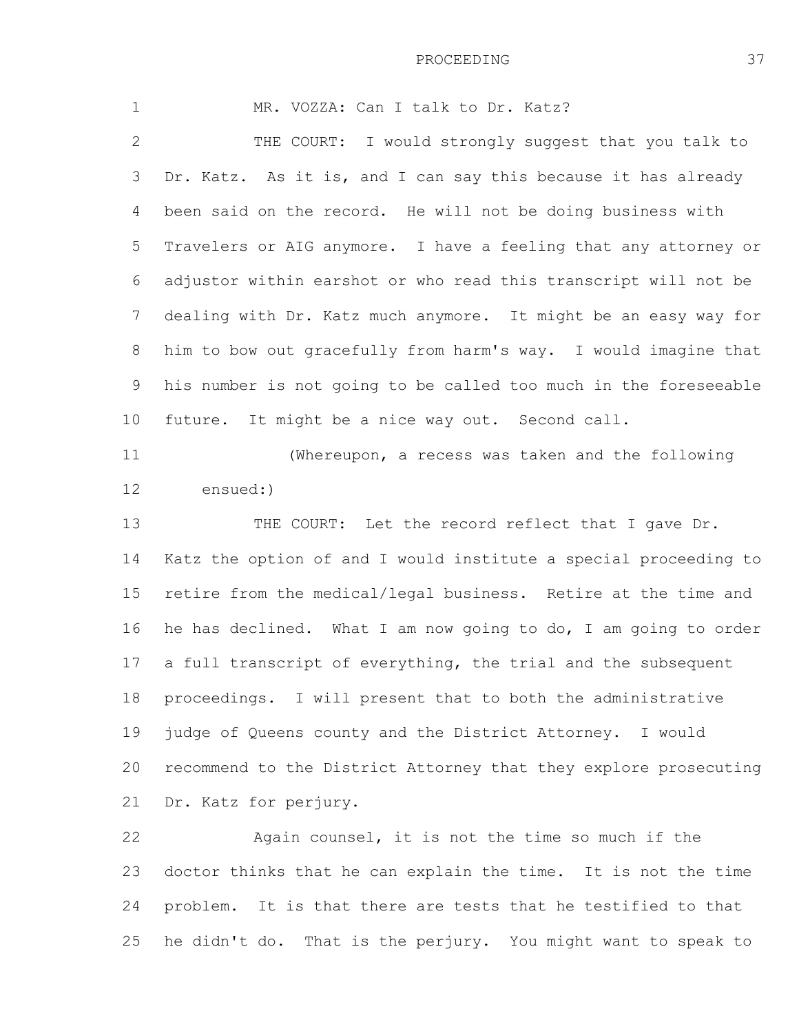MR. VOZZA: Can I talk to Dr. Katz?

THE COURT: I would strongly suggest that you talk to Dr. Katz. As it is, and I can say this because it has already been said on the record. He will not be doing business with Travelers or AIG anymore. I have a feeling that any attorney or adjustor within earshot or who read this transcript will not be dealing with Dr. Katz much anymore. It might be an easy way for him to bow out gracefully from harm's way. I would imagine that his number is not going to be called too much in the foreseeable future. It might be a nice way out. Second call.

(Whereupon, a recess was taken and the following ensued:)

THE COURT: Let the record reflect that I gave Dr. Katz the option of and I would institute a special proceeding to retire from the medical/legal business. Retire at the time and he has declined. What I am now going to do, I am going to order a full transcript of everything, the trial and the subsequent proceedings. I will present that to both the administrative judge of Queens county and the District Attorney. I would recommend to the District Attorney that they explore prosecuting Dr. Katz for perjury.

Again counsel, it is not the time so much if the doctor thinks that he can explain the time. It is not the time problem. It is that there are tests that he testified to that he didn't do. That is the perjury. You might want to speak to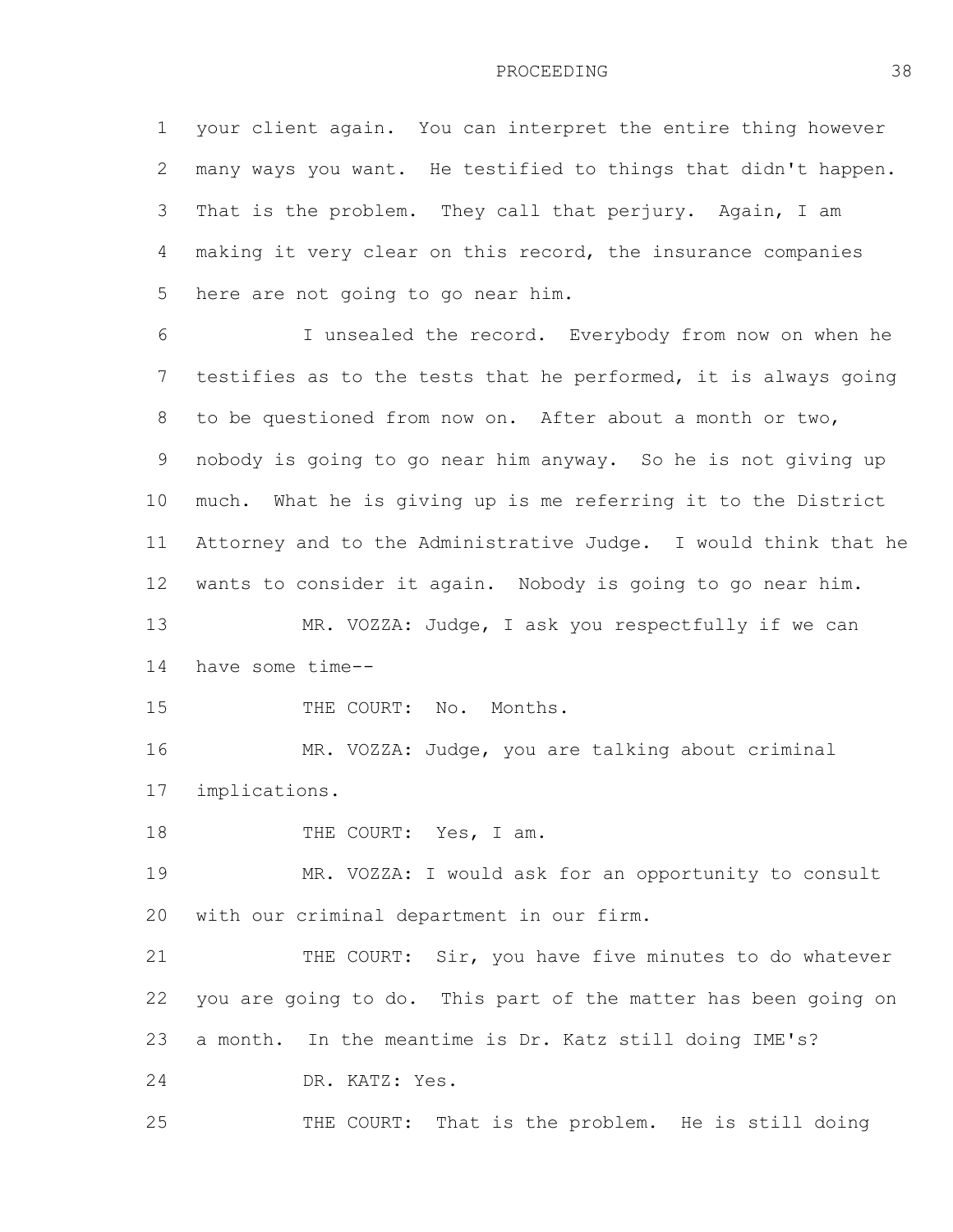your client again. You can interpret the entire thing however many ways you want. He testified to things that didn't happen. That is the problem. They call that perjury. Again, I am making it very clear on this record, the insurance companies here are not going to go near him.

I unsealed the record. Everybody from now on when he testifies as to the tests that he performed, it is always going to be questioned from now on. After about a month or two, nobody is going to go near him anyway. So he is not giving up much. What he is giving up is me referring it to the District Attorney and to the Administrative Judge. I would think that he wants to consider it again. Nobody is going to go near him.

MR. VOZZA: Judge, I ask you respectfully if we can have some time--

THE COURT: No. Months.

MR. VOZZA: Judge, you are talking about criminal implications.

THE COURT: Yes, I am.

MR. VOZZA: I would ask for an opportunity to consult with our criminal department in our firm.

THE COURT: Sir, you have five minutes to do whatever you are going to do. This part of the matter has been going on a month. In the meantime is Dr. Katz still doing IME's?

DR. KATZ: Yes.

THE COURT: That is the problem. He is still doing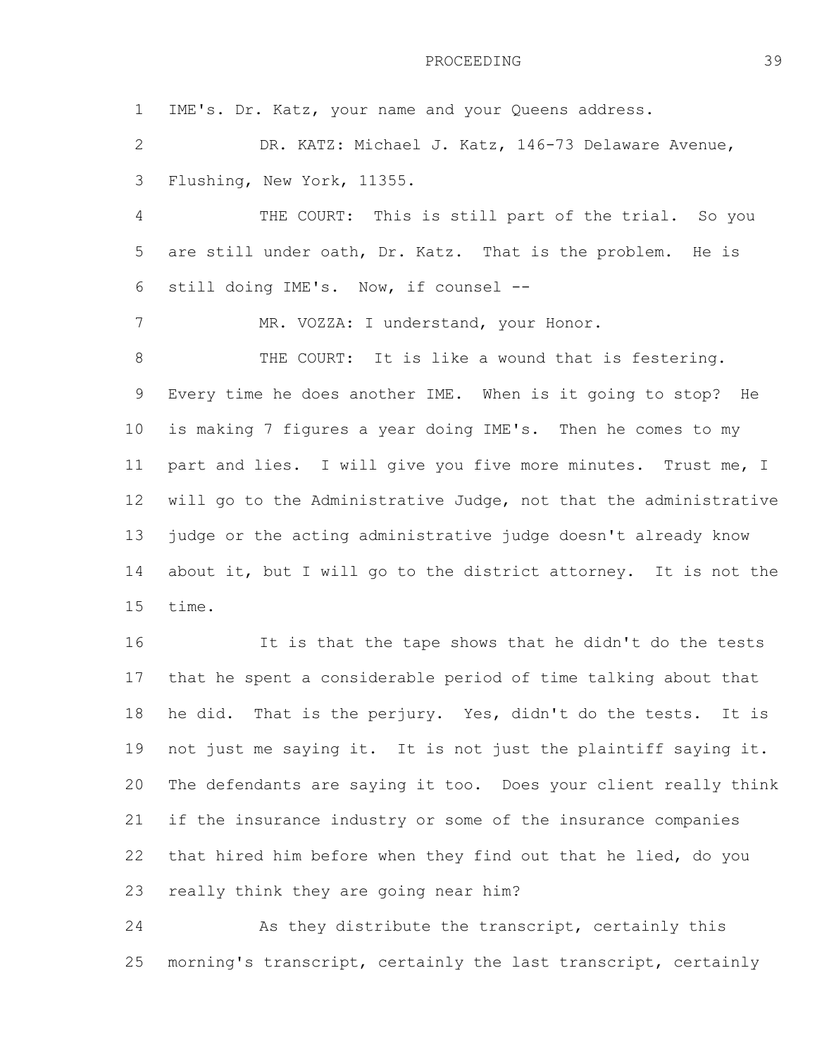1 IME's. Dr. Katz, your name and your Queens address.

2 DR. KATZ: Michael J. Katz, 146-73 Delaware Avenue,

3 Flushing, New York, 11355.

4 THE COURT: This is still part of the trial. So you

5 are still under oath, Dr. Katz. That is the problem. He is

6 still doing IME's. Now, if counsel --

7 MR. VOZZA: I understand, your Honor.

8 THE COURT: It is like a wound that is festering.

9 Every time he does another IME. When is it going to stop? He

10 is making 7 figures a year doing IME's. Then he comes to my

11 part and lies. I will give you five more minutes. Trust me, I

12 will go to the Administrative Judge, not that the administrative

13 judge or the acting administrative judge doesn't already know

14 about it, but I will go to the district attorney. It is not the

15 time.

16 It is that the tape shows that he didn't do the tests

17 that he spent a considerable period of time talking about that

18 he did. That is the perjury. Yes, didn't do the tests. It is

19 not just me saying it. It is not just the plaintiff saying it.

20 The defendants are saying it too. Does your client really think

21 if the insurance industry or some of the insurance companies

22 that hired him before when they find out that he lied, do you

23 really think they are going near him?

24 As they distribute the transcript, certainly this

25 morning's transcript, certainly the last transcript, certainly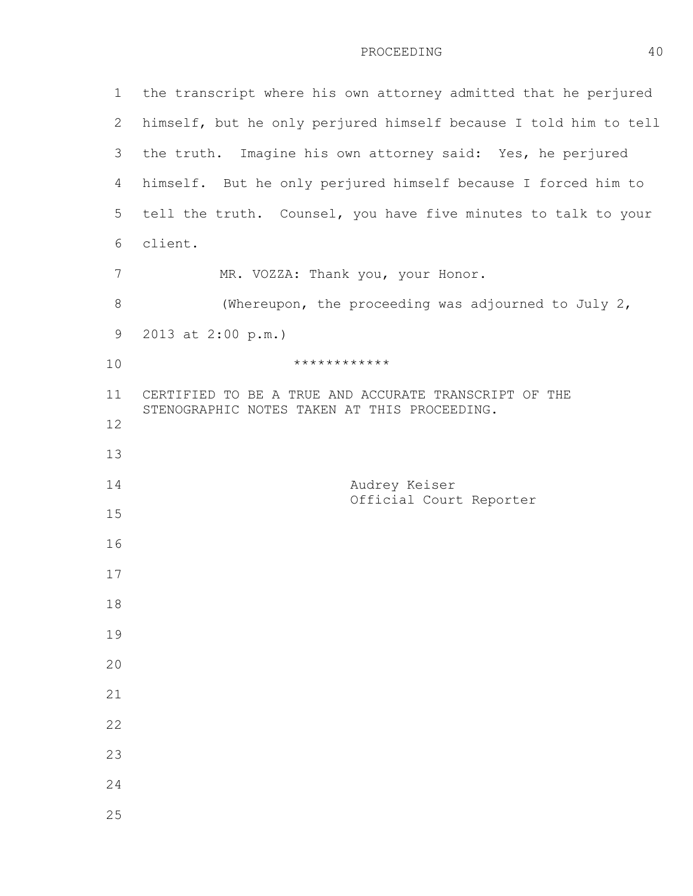the transcript where his own attorney admitted that he perjured himself, but he only perjured himself because I told him to tell the truth. Imagine his own attorney said: Yes, he perjured himself. But he only perjured himself because I forced him to tell the truth. Counsel, you have five minutes to talk to your client.

MR. VOZZA: Thank you, your Honor.

(Whereupon, the proceeding was adjourned to July 2, 2013 at 2:00 p.m.)

************

CERTIFIED TO BE A TRUE AND ACCURATE TRANSCRIPT OF THE STENOGRAPHIC NOTES TAKEN AT THIS PROCEEDING.

Audrey Keiser
Official Court Reporter